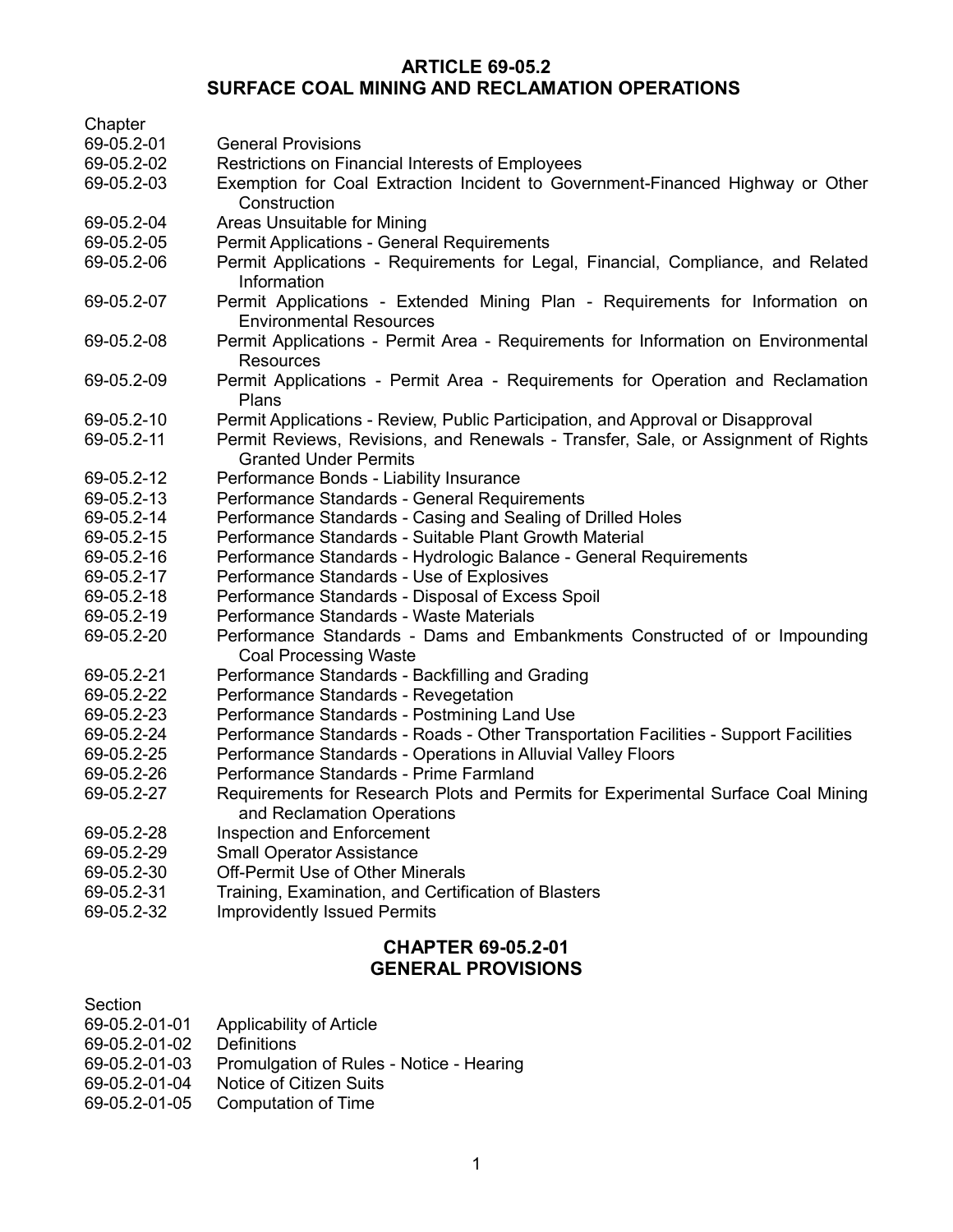# ARTICLE 69-05.2
# SURFACE COAL MINING AND RECLAMATION OPERATIONS

| Chapter | |
|---|---|
| 69-05.2-01 | General Provisions |
| 69-05.2-02 | Restrictions on Financial Interests of Employees |
| 69-05.2-03 | Exemption for Coal Extraction Incident to Government-Financed Highway or Other Construction |
| 69-05.2-04 | Areas Unsuitable for Mining |
| 69-05.2-05 | Permit Applications - General Requirements |
| 69-05.2-06 | Permit Applications - Requirements for Legal, Financial, Compliance, and Related Information |
| 69-05.2-07 | Permit Applications - Extended Mining Plan - Requirements for Information on Environmental Resources |
| 69-05.2-08 | Permit Applications - Permit Area - Requirements for Information on Environmental Resources |
| 69-05.2-09 | Permit Applications - Permit Area - Requirements for Operation and Reclamation Plans |
| 69-05.2-10 | Permit Applications - Review, Public Participation, and Approval or Disapproval |
| 69-05.2-11 | Permit Reviews, Revisions, and Renewals - Transfer, Sale, or Assignment of Rights Granted Under Permits |
| 69-05.2-12 | Performance Bonds - Liability Insurance |
| 69-05.2-13 | Performance Standards - General Requirements |
| 69-05.2-14 | Performance Standards - Casing and Sealing of Drilled Holes |
| 69-05.2-15 | Performance Standards - Suitable Plant Growth Material |
| 69-05.2-16 | Performance Standards - Hydrologic Balance - General Requirements |
| 69-05.2-17 | Performance Standards - Use of Explosives |
| 69-05.2-18 | Performance Standards - Disposal of Excess Spoil |
| 69-05.2-19 | Performance Standards - Waste Materials |
| 69-05.2-20 | Performance Standards - Dams and Embankments Constructed of or Impounding Coal Processing Waste |
| 69-05.2-21 | Performance Standards - Backfilling and Grading |
| 69-05.2-22 | Performance Standards - Revegetation |
| 69-05.2-23 | Performance Standards - Postmining Land Use |
| 69-05.2-24 | Performance Standards - Roads - Other Transportation Facilities - Support Facilities |
| 69-05.2-25 | Performance Standards - Operations in Alluvial Valley Floors |
| 69-05.2-26 | Performance Standards - Prime Farmland |
| 69-05.2-27 | Requirements for Research Plots and Permits for Experimental Surface Coal Mining and Reclamation Operations |
| 69-05.2-28 | Inspection and Enforcement |
| 69-05.2-29 | Small Operator Assistance |
| 69-05.2-30 | Off-Permit Use of Other Minerals |
| 69-05.2-31 | Training, Examination, and Certification of Blasters |
| 69-05.2-32 | Improvidently Issued Permits |

## CHAPTER 69-05.2-01
## GENERAL PROVISIONS

| Section | |
|---|---|
| 69-05.2-01-01 | Applicability of Article |
| 69-05.2-01-02 | Definitions |
| 69-05.2-01-03 | Promulgation of Rules - Notice - Hearing |
| 69-05.2-01-04 | Notice of Citizen Suits |
| 69-05.2-01-05 | Computation of Time |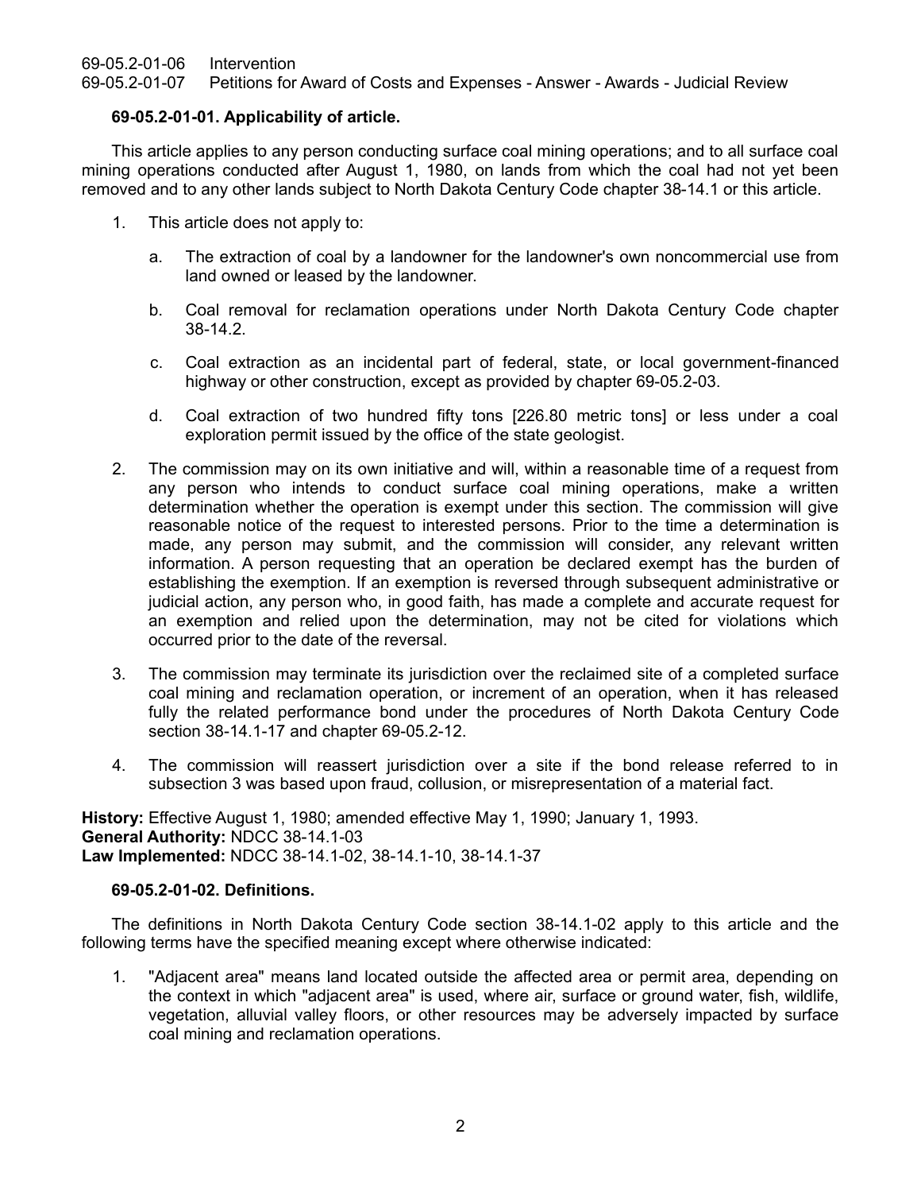69-05.2-01-06 Intervention
69-05.2-01-07 Petitions for Award of Costs and Expenses - Answer - Awards - Judicial Review

**69-05.2-01-01. Applicability of article.**

This article applies to any person conducting surface coal mining operations; and to all surface coal mining operations conducted after August 1, 1980, on lands from which the coal had not yet been removed and to any other lands subject to North Dakota Century Code chapter 38-14.1 or this article.

1. This article does not apply to:

   a. The extraction of coal by a landowner for the landowner's own noncommercial use from land owned or leased by the landowner.

   b. Coal removal for reclamation operations under North Dakota Century Code chapter 38-14.2.

   c. Coal extraction as an incidental part of federal, state, or local government-financed highway or other construction, except as provided by chapter 69-05.2-03.

   d. Coal extraction of two hundred fifty tons [226.80 metric tons] or less under a coal exploration permit issued by the office of the state geologist.

2. The commission may on its own initiative and will, within a reasonable time of a request from any person who intends to conduct surface coal mining operations, make a written determination whether the operation is exempt under this section. The commission will give reasonable notice of the request to interested persons. Prior to the time a determination is made, any person may submit, and the commission will consider, any relevant written information. A person requesting that an operation be declared exempt has the burden of establishing the exemption. If an exemption is reversed through subsequent administrative or judicial action, any person who, in good faith, has made a complete and accurate request for an exemption and relied upon the determination, may not be cited for violations which occurred prior to the date of the reversal.

3. The commission may terminate its jurisdiction over the reclaimed site of a completed surface coal mining and reclamation operation, or increment of an operation, when it has released fully the related performance bond under the procedures of North Dakota Century Code section 38-14.1-17 and chapter 69-05.2-12.

4. The commission will reassert jurisdiction over a site if the bond release referred to in subsection 3 was based upon fraud, collusion, or misrepresentation of a material fact.

**History:** Effective August 1, 1980; amended effective May 1, 1990; January 1, 1993.
**General Authority:** NDCC 38-14.1-03
**Law Implemented:** NDCC 38-14.1-02, 38-14.1-10, 38-14.1-37

**69-05.2-01-02. Definitions.**

The definitions in North Dakota Century Code section 38-14.1-02 apply to this article and the following terms have the specified meaning except where otherwise indicated:

1. "Adjacent area" means land located outside the affected area or permit area, depending on the context in which "adjacent area" is used, where air, surface or ground water, fish, wildlife, vegetation, alluvial valley floors, or other resources may be adversely impacted by surface coal mining and reclamation operations.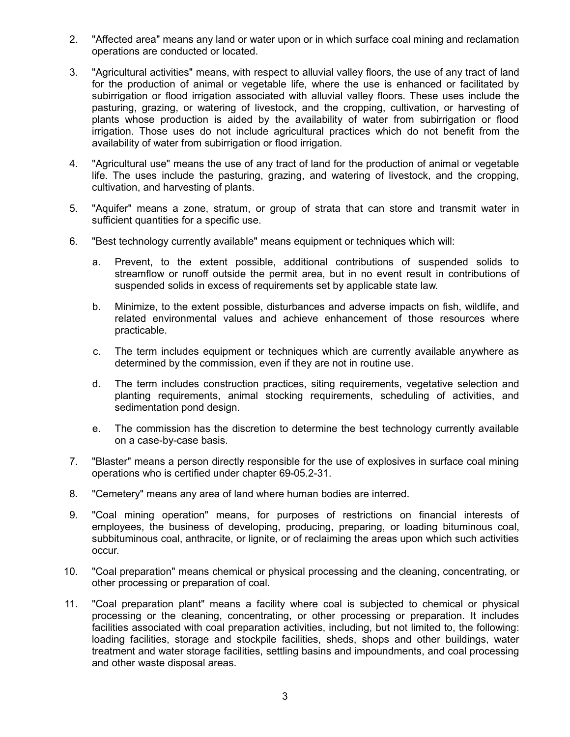2. "Affected area" means any land or water upon or in which surface coal mining and reclamation operations are conducted or located.

3. "Agricultural activities" means, with respect to alluvial valley floors, the use of any tract of land for the production of animal or vegetable life, where the use is enhanced or facilitated by subirrigation or flood irrigation associated with alluvial valley floors. These uses include the pasturing, grazing, or watering of livestock, and the cropping, cultivation, or harvesting of plants whose production is aided by the availability of water from subirrigation or flood irrigation. Those uses do not include agricultural practices which do not benefit from the availability of water from subirrigation or flood irrigation.

4. "Agricultural use" means the use of any tract of land for the production of animal or vegetable life. The uses include the pasturing, grazing, and watering of livestock, and the cropping, cultivation, and harvesting of plants.

5. "Aquifer" means a zone, stratum, or group of strata that can store and transmit water in sufficient quantities for a specific use.

6. "Best technology currently available" means equipment or techniques which will:

   a. Prevent, to the extent possible, additional contributions of suspended solids to streamflow or runoff outside the permit area, but in no event result in contributions of suspended solids in excess of requirements set by applicable state law.

   b. Minimize, to the extent possible, disturbances and adverse impacts on fish, wildlife, and related environmental values and achieve enhancement of those resources where practicable.

   c. The term includes equipment or techniques which are currently available anywhere as determined by the commission, even if they are not in routine use.

   d. The term includes construction practices, siting requirements, vegetative selection and planting requirements, animal stocking requirements, scheduling of activities, and sedimentation pond design.

   e. The commission has the discretion to determine the best technology currently available on a case-by-case basis.

7. "Blaster" means a person directly responsible for the use of explosives in surface coal mining operations who is certified under chapter 69-05.2-31.

8. "Cemetery" means any area of land where human bodies are interred.

9. "Coal mining operation" means, for purposes of restrictions on financial interests of employees, the business of developing, producing, preparing, or loading bituminous coal, subbituminous coal, anthracite, or lignite, or of reclaiming the areas upon which such activities occur.

10. "Coal preparation" means chemical or physical processing and the cleaning, concentrating, or other processing or preparation of coal.

11. "Coal preparation plant" means a facility where coal is subjected to chemical or physical processing or the cleaning, concentrating, or other processing or preparation. It includes facilities associated with coal preparation activities, including, but not limited to, the following: loading facilities, storage and stockpile facilities, sheds, shops and other buildings, water treatment and water storage facilities, settling basins and impoundments, and coal processing and other waste disposal areas.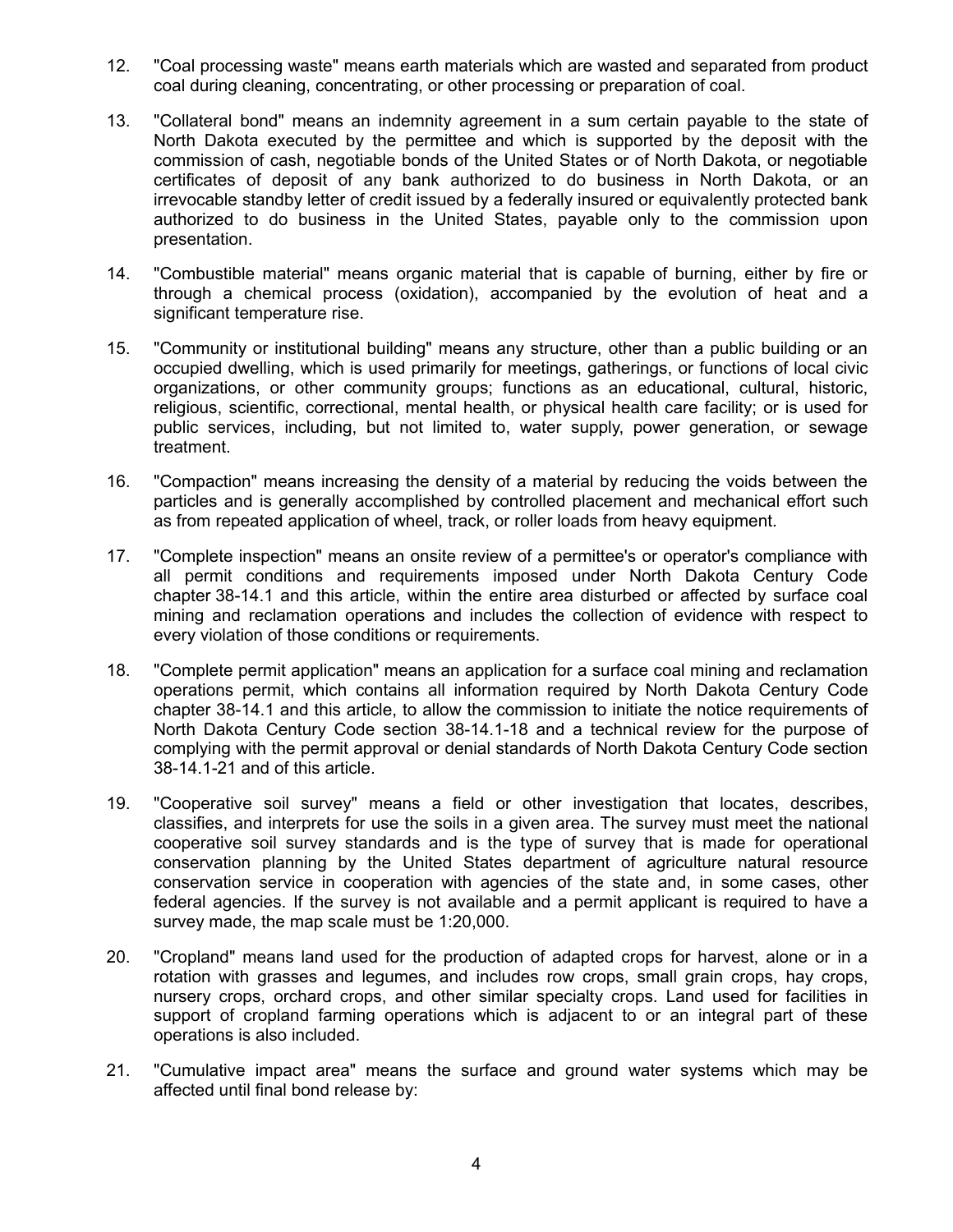12. "Coal processing waste" means earth materials which are wasted and separated from product coal during cleaning, concentrating, or other processing or preparation of coal.

13. "Collateral bond" means an indemnity agreement in a sum certain payable to the state of North Dakota executed by the permittee and which is supported by the deposit with the commission of cash, negotiable bonds of the United States or of North Dakota, or negotiable certificates of deposit of any bank authorized to do business in North Dakota, or an irrevocable standby letter of credit issued by a federally insured or equivalently protected bank authorized to do business in the United States, payable only to the commission upon presentation.

14. "Combustible material" means organic material that is capable of burning, either by fire or through a chemical process (oxidation), accompanied by the evolution of heat and a significant temperature rise.

15. "Community or institutional building" means any structure, other than a public building or an occupied dwelling, which is used primarily for meetings, gatherings, or functions of local civic organizations, or other community groups; functions as an educational, cultural, historic, religious, scientific, correctional, mental health, or physical health care facility; or is used for public services, including, but not limited to, water supply, power generation, or sewage treatment.

16. "Compaction" means increasing the density of a material by reducing the voids between the particles and is generally accomplished by controlled placement and mechanical effort such as from repeated application of wheel, track, or roller loads from heavy equipment.

17. "Complete inspection" means an onsite review of a permittee's or operator's compliance with all permit conditions and requirements imposed under North Dakota Century Code chapter 38-14.1 and this article, within the entire area disturbed or affected by surface coal mining and reclamation operations and includes the collection of evidence with respect to every violation of those conditions or requirements.

18. "Complete permit application" means an application for a surface coal mining and reclamation operations permit, which contains all information required by North Dakota Century Code chapter 38-14.1 and this article, to allow the commission to initiate the notice requirements of North Dakota Century Code section 38-14.1-18 and a technical review for the purpose of complying with the permit approval or denial standards of North Dakota Century Code section 38-14.1-21 and of this article.

19. "Cooperative soil survey" means a field or other investigation that locates, describes, classifies, and interprets for use the soils in a given area. The survey must meet the national cooperative soil survey standards and is the type of survey that is made for operational conservation planning by the United States department of agriculture natural resource conservation service in cooperation with agencies of the state and, in some cases, other federal agencies. If the survey is not available and a permit applicant is required to have a survey made, the map scale must be 1:20,000.

20. "Cropland" means land used for the production of adapted crops for harvest, alone or in a rotation with grasses and legumes, and includes row crops, small grain crops, hay crops, nursery crops, orchard crops, and other similar specialty crops. Land used for facilities in support of cropland farming operations which is adjacent to or an integral part of these operations is also included.

21. "Cumulative impact area" means the surface and ground water systems which may be affected until final bond release by: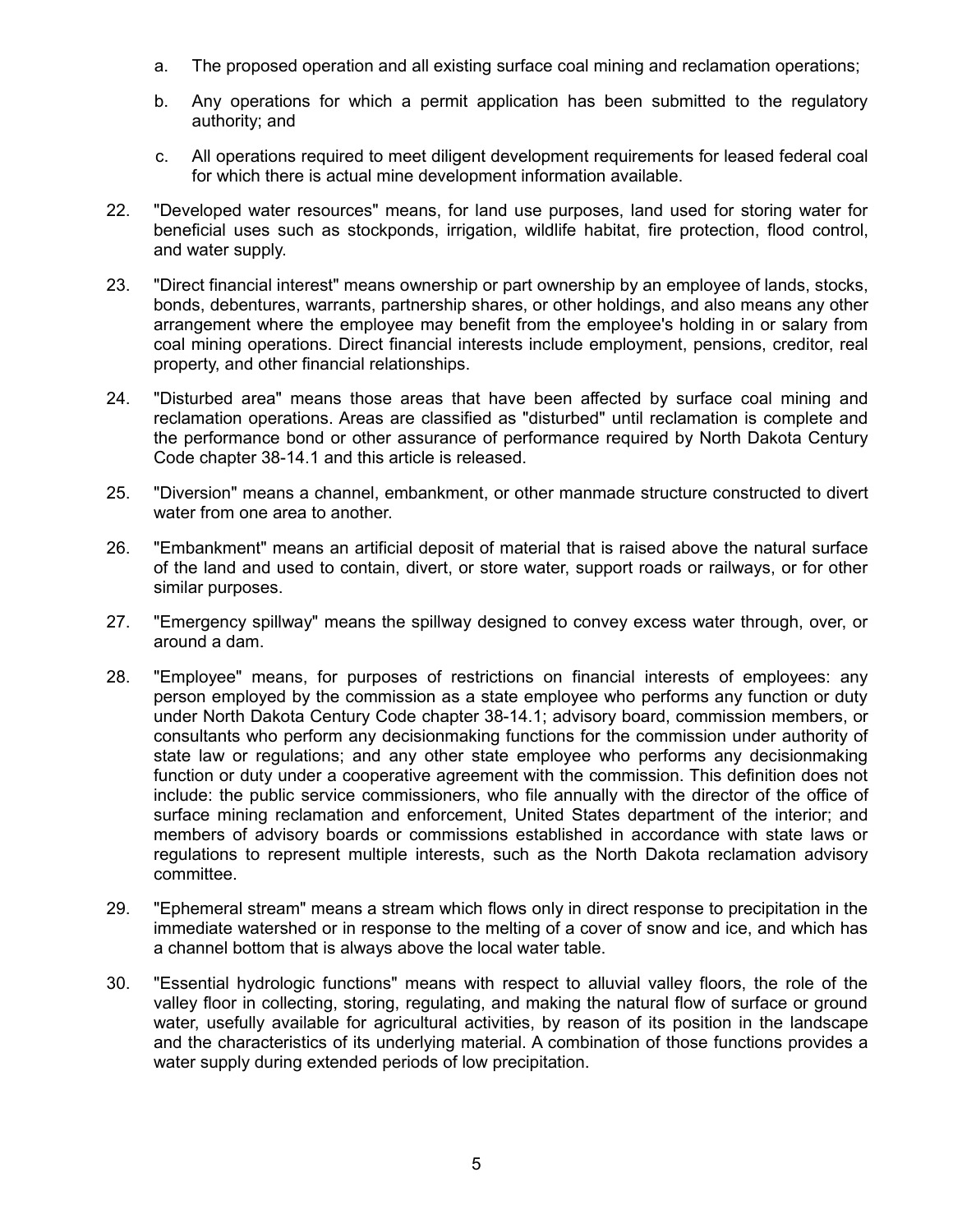a. The proposed operation and all existing surface coal mining and reclamation operations;

b. Any operations for which a permit application has been submitted to the regulatory authority; and

c. All operations required to meet diligent development requirements for leased federal coal for which there is actual mine development information available.

22. "Developed water resources" means, for land use purposes, land used for storing water for beneficial uses such as stockponds, irrigation, wildlife habitat, fire protection, flood control, and water supply.

23. "Direct financial interest" means ownership or part ownership by an employee of lands, stocks, bonds, debentures, warrants, partnership shares, or other holdings, and also means any other arrangement where the employee may benefit from the employee's holding in or salary from coal mining operations. Direct financial interests include employment, pensions, creditor, real property, and other financial relationships.

24. "Disturbed area" means those areas that have been affected by surface coal mining and reclamation operations. Areas are classified as "disturbed" until reclamation is complete and the performance bond or other assurance of performance required by North Dakota Century Code chapter 38-14.1 and this article is released.

25. "Diversion" means a channel, embankment, or other manmade structure constructed to divert water from one area to another.

26. "Embankment" means an artificial deposit of material that is raised above the natural surface of the land and used to contain, divert, or store water, support roads or railways, or for other similar purposes.

27. "Emergency spillway" means the spillway designed to convey excess water through, over, or around a dam.

28. "Employee" means, for purposes of restrictions on financial interests of employees: any person employed by the commission as a state employee who performs any function or duty under North Dakota Century Code chapter 38-14.1; advisory board, commission members, or consultants who perform any decisionmaking functions for the commission under authority of state law or regulations; and any other state employee who performs any decisionmaking function or duty under a cooperative agreement with the commission. This definition does not include: the public service commissioners, who file annually with the director of the office of surface mining reclamation and enforcement, United States department of the interior; and members of advisory boards or commissions established in accordance with state laws or regulations to represent multiple interests, such as the North Dakota reclamation advisory committee.

29. "Ephemeral stream" means a stream which flows only in direct response to precipitation in the immediate watershed or in response to the melting of a cover of snow and ice, and which has a channel bottom that is always above the local water table.

30. "Essential hydrologic functions" means with respect to alluvial valley floors, the role of the valley floor in collecting, storing, regulating, and making the natural flow of surface or ground water, usefully available for agricultural activities, by reason of its position in the landscape and the characteristics of its underlying material. A combination of those functions provides a water supply during extended periods of low precipitation.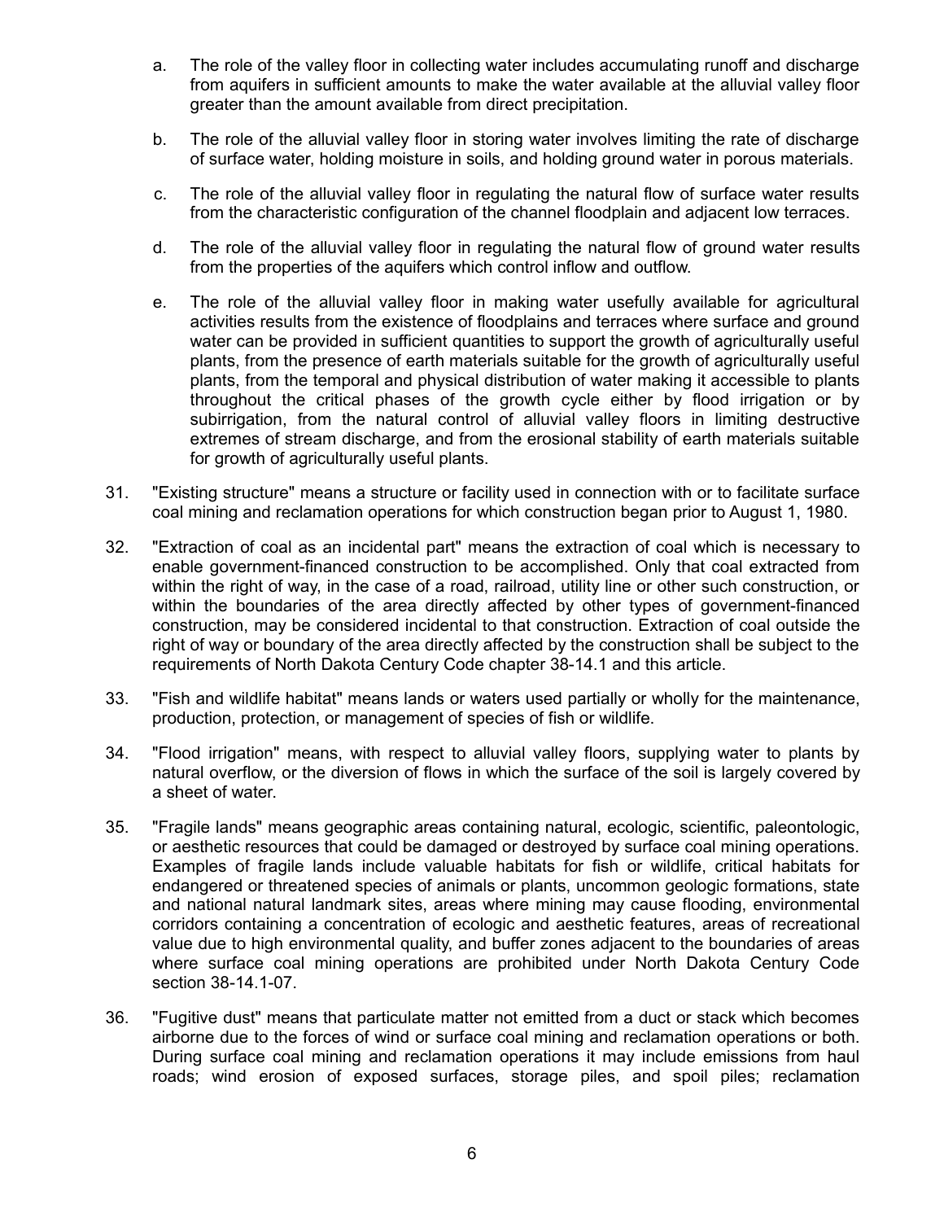a. The role of the valley floor in collecting water includes accumulating runoff and discharge from aquifers in sufficient amounts to make the water available at the alluvial valley floor greater than the amount available from direct precipitation.

b. The role of the alluvial valley floor in storing water involves limiting the rate of discharge of surface water, holding moisture in soils, and holding ground water in porous materials.

c. The role of the alluvial valley floor in regulating the natural flow of surface water results from the characteristic configuration of the channel floodplain and adjacent low terraces.

d. The role of the alluvial valley floor in regulating the natural flow of ground water results from the properties of the aquifers which control inflow and outflow.

e. The role of the alluvial valley floor in making water usefully available for agricultural activities results from the existence of floodplains and terraces where surface and ground water can be provided in sufficient quantities to support the growth of agriculturally useful plants, from the presence of earth materials suitable for the growth of agriculturally useful plants, from the temporal and physical distribution of water making it accessible to plants throughout the critical phases of the growth cycle either by flood irrigation or by subirrigation, from the natural control of alluvial valley floors in limiting destructive extremes of stream discharge, and from the erosional stability of earth materials suitable for growth of agriculturally useful plants.

31. "Existing structure" means a structure or facility used in connection with or to facilitate surface coal mining and reclamation operations for which construction began prior to August 1, 1980.

32. "Extraction of coal as an incidental part" means the extraction of coal which is necessary to enable government-financed construction to be accomplished. Only that coal extracted from within the right of way, in the case of a road, railroad, utility line or other such construction, or within the boundaries of the area directly affected by other types of government-financed construction, may be considered incidental to that construction. Extraction of coal outside the right of way or boundary of the area directly affected by the construction shall be subject to the requirements of North Dakota Century Code chapter 38-14.1 and this article.

33. "Fish and wildlife habitat" means lands or waters used partially or wholly for the maintenance, production, protection, or management of species of fish or wildlife.

34. "Flood irrigation" means, with respect to alluvial valley floors, supplying water to plants by natural overflow, or the diversion of flows in which the surface of the soil is largely covered by a sheet of water.

35. "Fragile lands" means geographic areas containing natural, ecologic, scientific, paleontologic, or aesthetic resources that could be damaged or destroyed by surface coal mining operations. Examples of fragile lands include valuable habitats for fish or wildlife, critical habitats for endangered or threatened species of animals or plants, uncommon geologic formations, state and national natural landmark sites, areas where mining may cause flooding, environmental corridors containing a concentration of ecologic and aesthetic features, areas of recreational value due to high environmental quality, and buffer zones adjacent to the boundaries of areas where surface coal mining operations are prohibited under North Dakota Century Code section 38-14.1-07.

36. "Fugitive dust" means that particulate matter not emitted from a duct or stack which becomes airborne due to the forces of wind or surface coal mining and reclamation operations or both. During surface coal mining and reclamation operations it may include emissions from haul roads; wind erosion of exposed surfaces, storage piles, and spoil piles; reclamation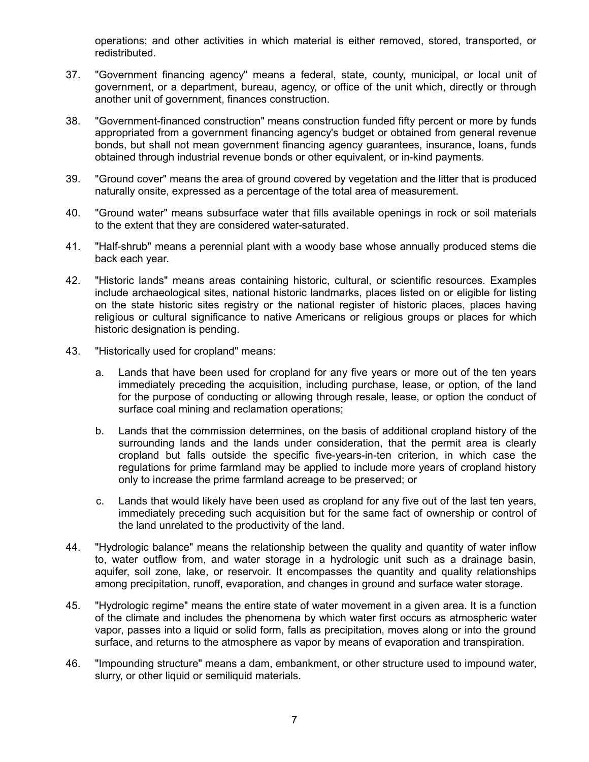operations; and other activities in which material is either removed, stored, transported, or redistributed.

37. "Government financing agency" means a federal, state, county, municipal, or local unit of government, or a department, bureau, agency, or office of the unit which, directly or through another unit of government, finances construction.

38. "Government-financed construction" means construction funded fifty percent or more by funds appropriated from a government financing agency's budget or obtained from general revenue bonds, but shall not mean government financing agency guarantees, insurance, loans, funds obtained through industrial revenue bonds or other equivalent, or in-kind payments.

39. "Ground cover" means the area of ground covered by vegetation and the litter that is produced naturally onsite, expressed as a percentage of the total area of measurement.

40. "Ground water" means subsurface water that fills available openings in rock or soil materials to the extent that they are considered water-saturated.

41. "Half-shrub" means a perennial plant with a woody base whose annually produced stems die back each year.

42. "Historic lands" means areas containing historic, cultural, or scientific resources. Examples include archaeological sites, national historic landmarks, places listed on or eligible for listing on the state historic sites registry or the national register of historic places, places having religious or cultural significance to native Americans or religious groups or places for which historic designation is pending.

43. "Historically used for cropland" means:

    a. Lands that have been used for cropland for any five years or more out of the ten years immediately preceding the acquisition, including purchase, lease, or option, of the land for the purpose of conducting or allowing through resale, lease, or option the conduct of surface coal mining and reclamation operations;

    b. Lands that the commission determines, on the basis of additional cropland history of the surrounding lands and the lands under consideration, that the permit area is clearly cropland but falls outside the specific five-years-in-ten criterion, in which case the regulations for prime farmland may be applied to include more years of cropland history only to increase the prime farmland acreage to be preserved; or

    c. Lands that would likely have been used as cropland for any five out of the last ten years, immediately preceding such acquisition but for the same fact of ownership or control of the land unrelated to the productivity of the land.

44. "Hydrologic balance" means the relationship between the quality and quantity of water inflow to, water outflow from, and water storage in a hydrologic unit such as a drainage basin, aquifer, soil zone, lake, or reservoir. It encompasses the quantity and quality relationships among precipitation, runoff, evaporation, and changes in ground and surface water storage.

45. "Hydrologic regime" means the entire state of water movement in a given area. It is a function of the climate and includes the phenomena by which water first occurs as atmospheric water vapor, passes into a liquid or solid form, falls as precipitation, moves along or into the ground surface, and returns to the atmosphere as vapor by means of evaporation and transpiration.

46. "Impounding structure" means a dam, embankment, or other structure used to impound water, slurry, or other liquid or semiliquid materials.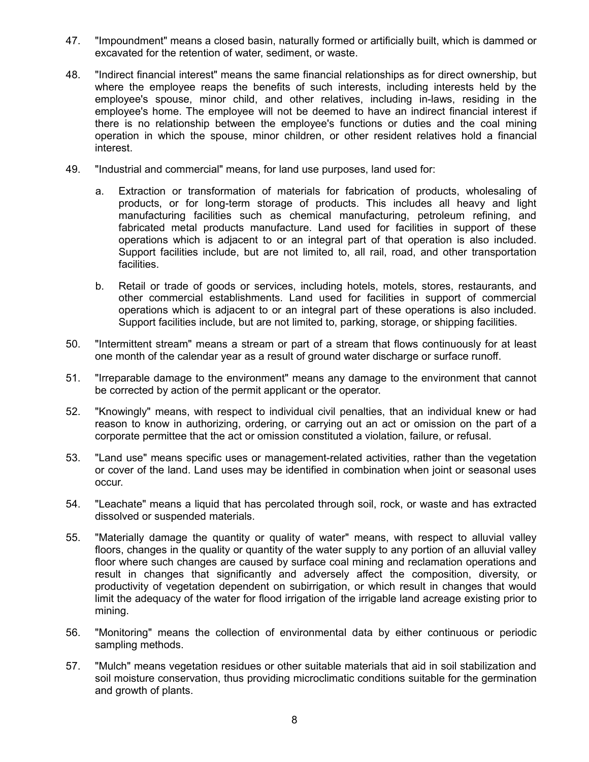47. "Impoundment" means a closed basin, naturally formed or artificially built, which is dammed or excavated for the retention of water, sediment, or waste.

48. "Indirect financial interest" means the same financial relationships as for direct ownership, but where the employee reaps the benefits of such interests, including interests held by the employee's spouse, minor child, and other relatives, including in-laws, residing in the employee's home. The employee will not be deemed to have an indirect financial interest if there is no relationship between the employee's functions or duties and the coal mining operation in which the spouse, minor children, or other resident relatives hold a financial interest.

49. "Industrial and commercial" means, for land use purposes, land used for:

    a. Extraction or transformation of materials for fabrication of products, wholesaling of products, or for long-term storage of products. This includes all heavy and light manufacturing facilities such as chemical manufacturing, petroleum refining, and fabricated metal products manufacture. Land used for facilities in support of these operations which is adjacent to or an integral part of that operation is also included. Support facilities include, but are not limited to, all rail, road, and other transportation facilities.

    b. Retail or trade of goods or services, including hotels, motels, stores, restaurants, and other commercial establishments. Land used for facilities in support of commercial operations which is adjacent to or an integral part of these operations is also included. Support facilities include, but are not limited to, parking, storage, or shipping facilities.

50. "Intermittent stream" means a stream or part of a stream that flows continuously for at least one month of the calendar year as a result of ground water discharge or surface runoff.

51. "Irreparable damage to the environment" means any damage to the environment that cannot be corrected by action of the permit applicant or the operator.

52. "Knowingly" means, with respect to individual civil penalties, that an individual knew or had reason to know in authorizing, ordering, or carrying out an act or omission on the part of a corporate permittee that the act or omission constituted a violation, failure, or refusal.

53. "Land use" means specific uses or management-related activities, rather than the vegetation or cover of the land. Land uses may be identified in combination when joint or seasonal uses occur.

54. "Leachate" means a liquid that has percolated through soil, rock, or waste and has extracted dissolved or suspended materials.

55. "Materially damage the quantity or quality of water" means, with respect to alluvial valley floors, changes in the quality or quantity of the water supply to any portion of an alluvial valley floor where such changes are caused by surface coal mining and reclamation operations and result in changes that significantly and adversely affect the composition, diversity, or productivity of vegetation dependent on subirrigation, or which result in changes that would limit the adequacy of the water for flood irrigation of the irrigable land acreage existing prior to mining.

56. "Monitoring" means the collection of environmental data by either continuous or periodic sampling methods.

57. "Mulch" means vegetation residues or other suitable materials that aid in soil stabilization and soil moisture conservation, thus providing microclimatic conditions suitable for the germination and growth of plants.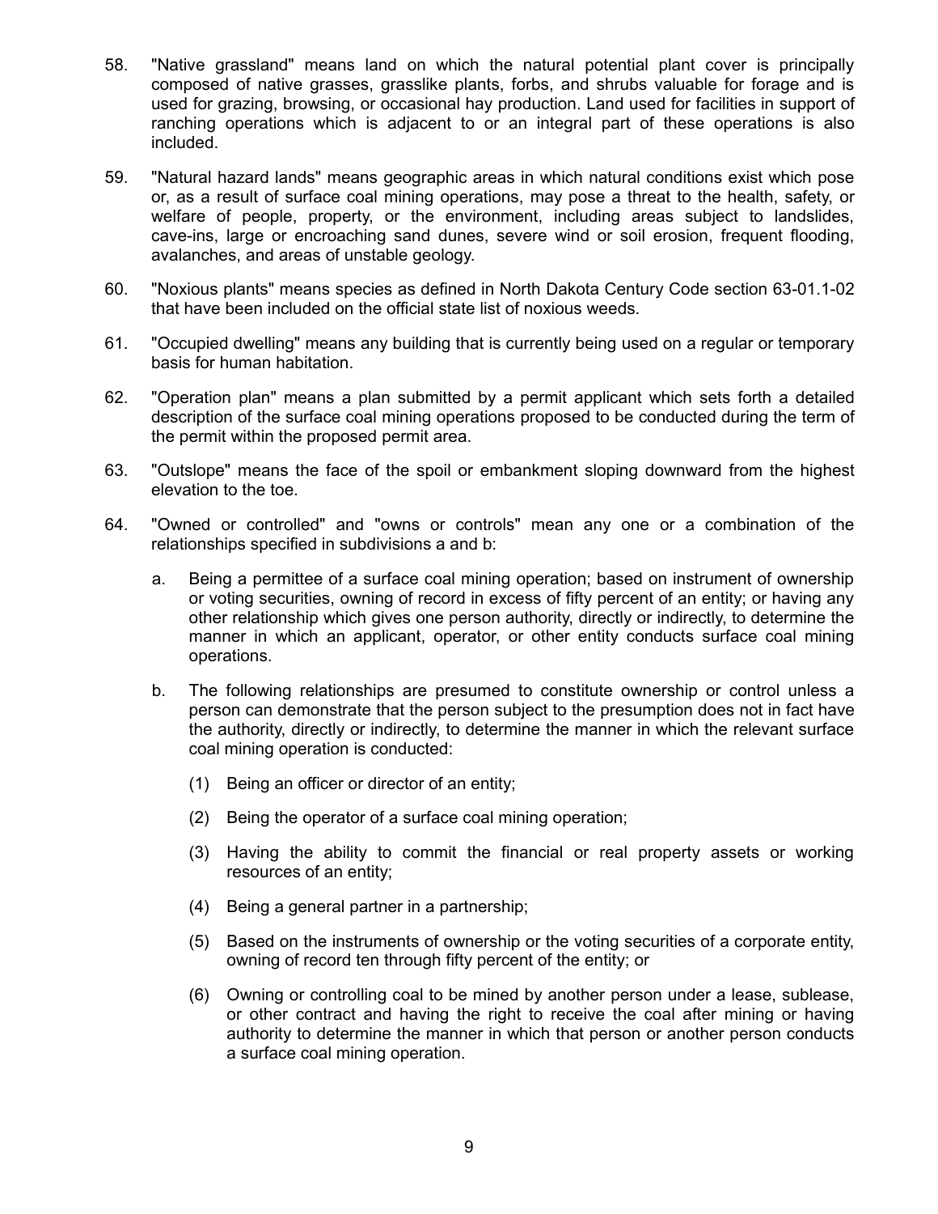58. "Native grassland" means land on which the natural potential plant cover is principally composed of native grasses, grasslike plants, forbs, and shrubs valuable for forage and is used for grazing, browsing, or occasional hay production. Land used for facilities in support of ranching operations which is adjacent to or an integral part of these operations is also included.

59. "Natural hazard lands" means geographic areas in which natural conditions exist which pose or, as a result of surface coal mining operations, may pose a threat to the health, safety, or welfare of people, property, or the environment, including areas subject to landslides, cave-ins, large or encroaching sand dunes, severe wind or soil erosion, frequent flooding, avalanches, and areas of unstable geology.

60. "Noxious plants" means species as defined in North Dakota Century Code section 63-01.1-02 that have been included on the official state list of noxious weeds.

61. "Occupied dwelling" means any building that is currently being used on a regular or temporary basis for human habitation.

62. "Operation plan" means a plan submitted by a permit applicant which sets forth a detailed description of the surface coal mining operations proposed to be conducted during the term of the permit within the proposed permit area.

63. "Outslope" means the face of the spoil or embankment sloping downward from the highest elevation to the toe.

64. "Owned or controlled" and "owns or controls" mean any one or a combination of the relationships specified in subdivisions a and b:

    a. Being a permittee of a surface coal mining operation; based on instrument of ownership or voting securities, owning of record in excess of fifty percent of an entity; or having any other relationship which gives one person authority, directly or indirectly, to determine the manner in which an applicant, operator, or other entity conducts surface coal mining operations.

    b. The following relationships are presumed to constitute ownership or control unless a person can demonstrate that the person subject to the presumption does not in fact have the authority, directly or indirectly, to determine the manner in which the relevant surface coal mining operation is conducted:

        (1) Being an officer or director of an entity;

        (2) Being the operator of a surface coal mining operation;

        (3) Having the ability to commit the financial or real property assets or working resources of an entity;

        (4) Being a general partner in a partnership;

        (5) Based on the instruments of ownership or the voting securities of a corporate entity, owning of record ten through fifty percent of the entity; or

        (6) Owning or controlling coal to be mined by another person under a lease, sublease, or other contract and having the right to receive the coal after mining or having authority to determine the manner in which that person or another person conducts a surface coal mining operation.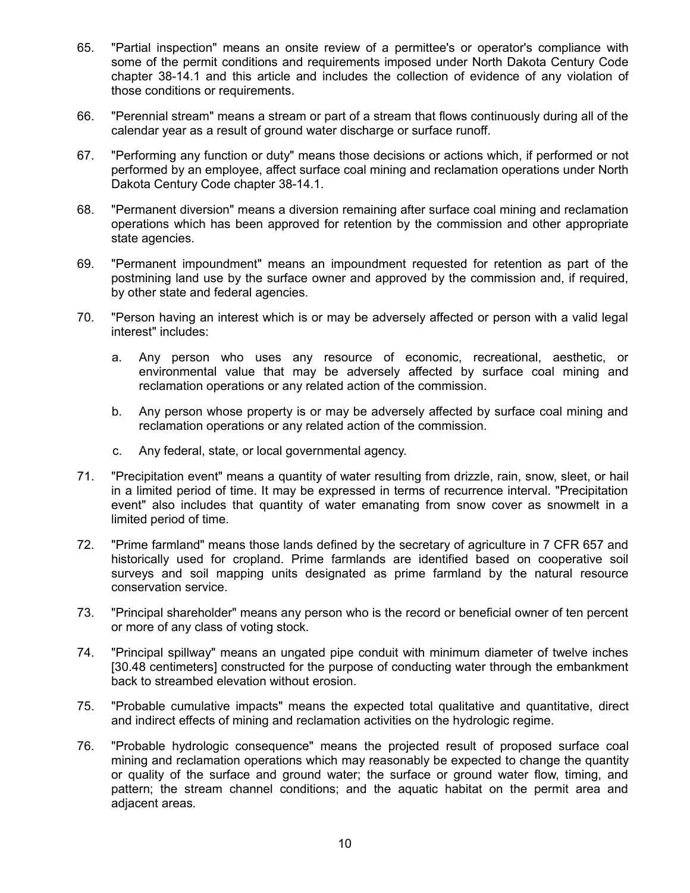65. "Partial inspection" means an onsite review of a permittee's or operator's compliance with some of the permit conditions and requirements imposed under North Dakota Century Code chapter 38-14.1 and this article and includes the collection of evidence of any violation of those conditions or requirements.

66. "Perennial stream" means a stream or part of a stream that flows continuously during all of the calendar year as a result of ground water discharge or surface runoff.

67. "Performing any function or duty" means those decisions or actions which, if performed or not performed by an employee, affect surface coal mining and reclamation operations under North Dakota Century Code chapter 38-14.1.

68. "Permanent diversion" means a diversion remaining after surface coal mining and reclamation operations which has been approved for retention by the commission and other appropriate state agencies.

69. "Permanent impoundment" means an impoundment requested for retention as part of the postmining land use by the surface owner and approved by the commission and, if required, by other state and federal agencies.

70. "Person having an interest which is or may be adversely affected or person with a valid legal interest" includes:

    a. Any person who uses any resource of economic, recreational, aesthetic, or environmental value that may be adversely affected by surface coal mining and reclamation operations or any related action of the commission.

    b. Any person whose property is or may be adversely affected by surface coal mining and reclamation operations or any related action of the commission.

    c. Any federal, state, or local governmental agency.

71. "Precipitation event" means a quantity of water resulting from drizzle, rain, snow, sleet, or hail in a limited period of time. It may be expressed in terms of recurrence interval. "Precipitation event" also includes that quantity of water emanating from snow cover as snowmelt in a limited period of time.

72. "Prime farmland" means those lands defined by the secretary of agriculture in 7 CFR 657 and historically used for cropland. Prime farmlands are identified based on cooperative soil surveys and soil mapping units designated as prime farmland by the natural resource conservation service.

73. "Principal shareholder" means any person who is the record or beneficial owner of ten percent or more of any class of voting stock.

74. "Principal spillway" means an ungated pipe conduit with minimum diameter of twelve inches [30.48 centimeters] constructed for the purpose of conducting water through the embankment back to streambed elevation without erosion.

75. "Probable cumulative impacts" means the expected total qualitative and quantitative, direct and indirect effects of mining and reclamation activities on the hydrologic regime.

76. "Probable hydrologic consequence" means the projected result of proposed surface coal mining and reclamation operations which may reasonably be expected to change the quantity or quality of the surface and ground water; the surface or ground water flow, timing, and pattern; the stream channel conditions; and the aquatic habitat on the permit area and adjacent areas.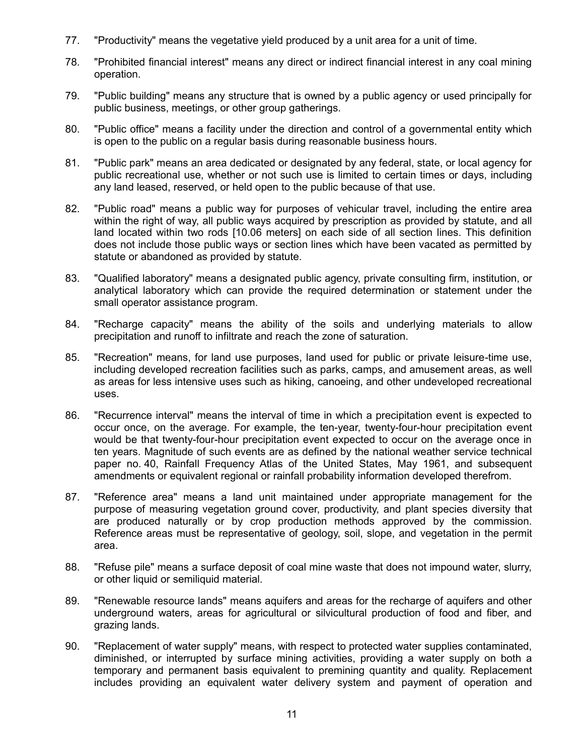77. "Productivity" means the vegetative yield produced by a unit area for a unit of time.

78. "Prohibited financial interest" means any direct or indirect financial interest in any coal mining operation.

79. "Public building" means any structure that is owned by a public agency or used principally for public business, meetings, or other group gatherings.

80. "Public office" means a facility under the direction and control of a governmental entity which is open to the public on a regular basis during reasonable business hours.

81. "Public park" means an area dedicated or designated by any federal, state, or local agency for public recreational use, whether or not such use is limited to certain times or days, including any land leased, reserved, or held open to the public because of that use.

82. "Public road" means a public way for purposes of vehicular travel, including the entire area within the right of way, all public ways acquired by prescription as provided by statute, and all land located within two rods [10.06 meters] on each side of all section lines. This definition does not include those public ways or section lines which have been vacated as permitted by statute or abandoned as provided by statute.

83. "Qualified laboratory" means a designated public agency, private consulting firm, institution, or analytical laboratory which can provide the required determination or statement under the small operator assistance program.

84. "Recharge capacity" means the ability of the soils and underlying materials to allow precipitation and runoff to infiltrate and reach the zone of saturation.

85. "Recreation" means, for land use purposes, land used for public or private leisure-time use, including developed recreation facilities such as parks, camps, and amusement areas, as well as areas for less intensive uses such as hiking, canoeing, and other undeveloped recreational uses.

86. "Recurrence interval" means the interval of time in which a precipitation event is expected to occur once, on the average. For example, the ten-year, twenty-four-hour precipitation event would be that twenty-four-hour precipitation event expected to occur on the average once in ten years. Magnitude of such events are as defined by the national weather service technical paper no. 40, Rainfall Frequency Atlas of the United States, May 1961, and subsequent amendments or equivalent regional or rainfall probability information developed therefrom.

87. "Reference area" means a land unit maintained under appropriate management for the purpose of measuring vegetation ground cover, productivity, and plant species diversity that are produced naturally or by crop production methods approved by the commission. Reference areas must be representative of geology, soil, slope, and vegetation in the permit area.

88. "Refuse pile" means a surface deposit of coal mine waste that does not impound water, slurry, or other liquid or semiliquid material.

89. "Renewable resource lands" means aquifers and areas for the recharge of aquifers and other underground waters, areas for agricultural or silvicultural production of food and fiber, and grazing lands.

90. "Replacement of water supply" means, with respect to protected water supplies contaminated, diminished, or interrupted by surface mining activities, providing a water supply on both a temporary and permanent basis equivalent to premining quantity and quality. Replacement includes providing an equivalent water delivery system and payment of operation and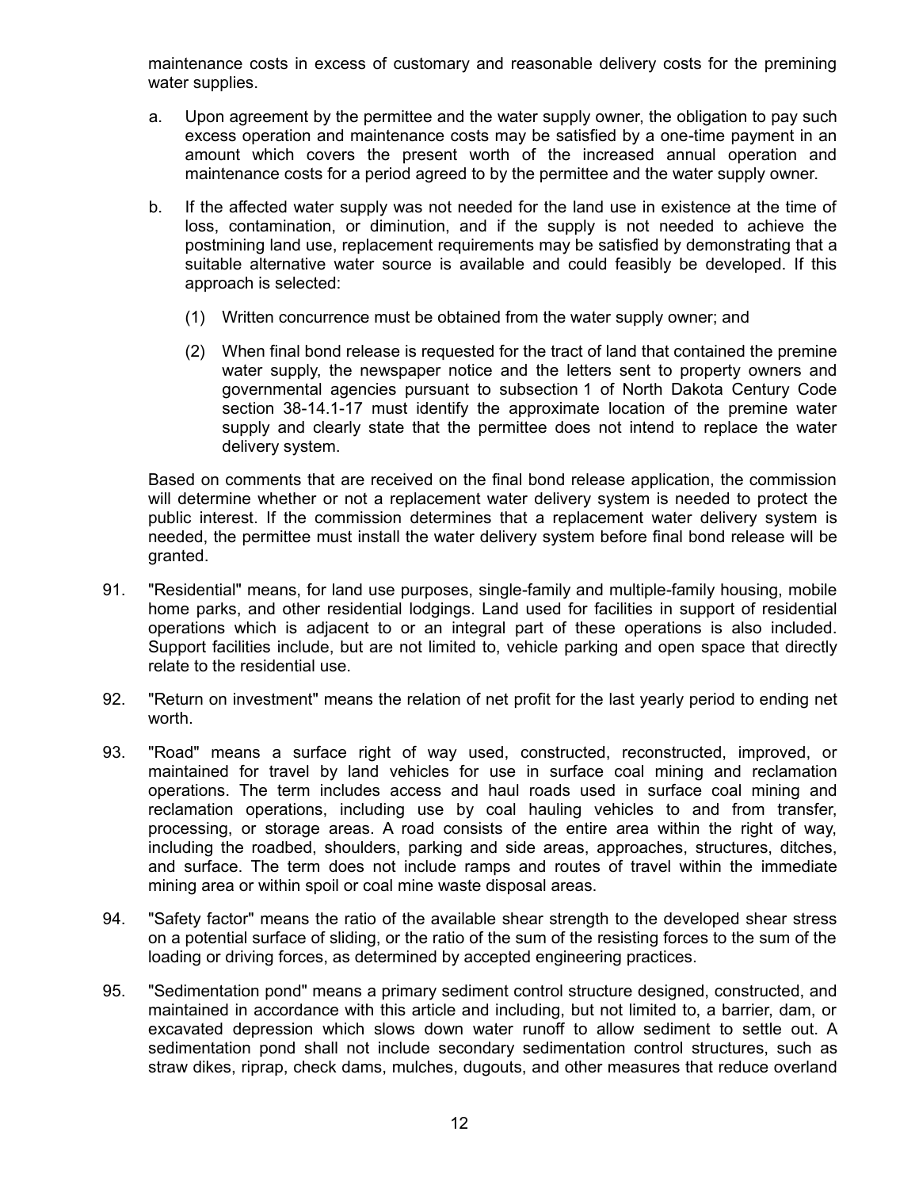maintenance costs in excess of customary and reasonable delivery costs for the premining water supplies.

a. Upon agreement by the permittee and the water supply owner, the obligation to pay such excess operation and maintenance costs may be satisfied by a one-time payment in an amount which covers the present worth of the increased annual operation and maintenance costs for a period agreed to by the permittee and the water supply owner.

b. If the affected water supply was not needed for the land use in existence at the time of loss, contamination, or diminution, and if the supply is not needed to achieve the postmining land use, replacement requirements may be satisfied by demonstrating that a suitable alternative water source is available and could feasibly be developed. If this approach is selected:

   (1) Written concurrence must be obtained from the water supply owner; and

   (2) When final bond release is requested for the tract of land that contained the premine water supply, the newspaper notice and the letters sent to property owners and governmental agencies pursuant to subsection 1 of North Dakota Century Code section 38-14.1-17 must identify the approximate location of the premine water supply and clearly state that the permittee does not intend to replace the water delivery system.

Based on comments that are received on the final bond release application, the commission will determine whether or not a replacement water delivery system is needed to protect the public interest. If the commission determines that a replacement water delivery system is needed, the permittee must install the water delivery system before final bond release will be granted.

91. "Residential" means, for land use purposes, single-family and multiple-family housing, mobile home parks, and other residential lodgings. Land used for facilities in support of residential operations which is adjacent to or an integral part of these operations is also included. Support facilities include, but are not limited to, vehicle parking and open space that directly relate to the residential use.

92. "Return on investment" means the relation of net profit for the last yearly period to ending net worth.

93. "Road" means a surface right of way used, constructed, reconstructed, improved, or maintained for travel by land vehicles for use in surface coal mining and reclamation operations. The term includes access and haul roads used in surface coal mining and reclamation operations, including use by coal hauling vehicles to and from transfer, processing, or storage areas. A road consists of the entire area within the right of way, including the roadbed, shoulders, parking and side areas, approaches, structures, ditches, and surface. The term does not include ramps and routes of travel within the immediate mining area or within spoil or coal mine waste disposal areas.

94. "Safety factor" means the ratio of the available shear strength to the developed shear stress on a potential surface of sliding, or the ratio of the sum of the resisting forces to the sum of the loading or driving forces, as determined by accepted engineering practices.

95. "Sedimentation pond" means a primary sediment control structure designed, constructed, and maintained in accordance with this article and including, but not limited to, a barrier, dam, or excavated depression which slows down water runoff to allow sediment to settle out. A sedimentation pond shall not include secondary sedimentation control structures, such as straw dikes, riprap, check dams, mulches, dugouts, and other measures that reduce overland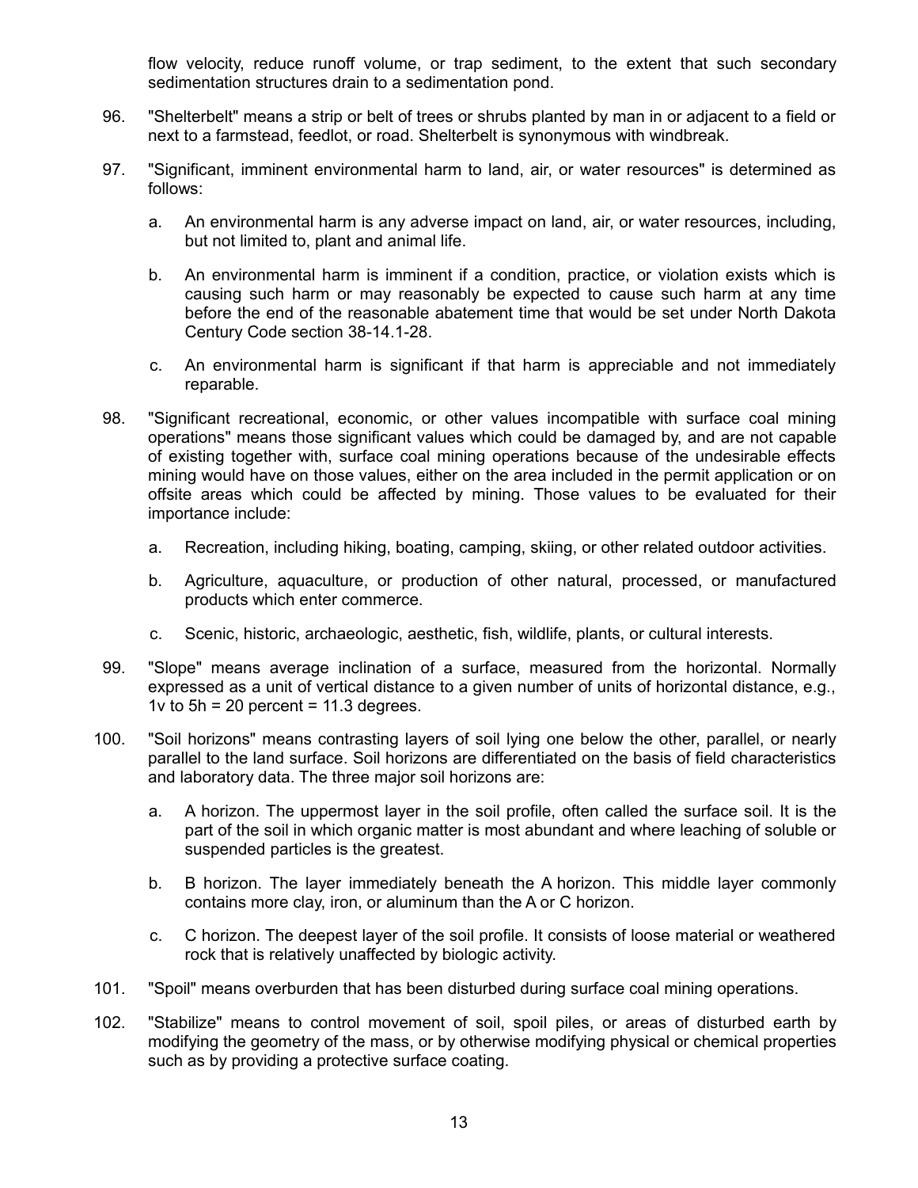flow velocity, reduce runoff volume, or trap sediment, to the extent that such secondary sedimentation structures drain to a sedimentation pond.

96. "Shelterbelt" means a strip or belt of trees or shrubs planted by man in or adjacent to a field or next to a farmstead, feedlot, or road. Shelterbelt is synonymous with windbreak.

97. "Significant, imminent environmental harm to land, air, or water resources" is determined as follows:

    a. An environmental harm is any adverse impact on land, air, or water resources, including, but not limited to, plant and animal life.

    b. An environmental harm is imminent if a condition, practice, or violation exists which is causing such harm or may reasonably be expected to cause such harm at any time before the end of the reasonable abatement time that would be set under North Dakota Century Code section 38-14.1-28.

    c. An environmental harm is significant if that harm is appreciable and not immediately reparable.

98. "Significant recreational, economic, or other values incompatible with surface coal mining operations" means those significant values which could be damaged by, and are not capable of existing together with, surface coal mining operations because of the undesirable effects mining would have on those values, either on the area included in the permit application or on offsite areas which could be affected by mining. Those values to be evaluated for their importance include:

    a. Recreation, including hiking, boating, camping, skiing, or other related outdoor activities.

    b. Agriculture, aquaculture, or production of other natural, processed, or manufactured products which enter commerce.

    c. Scenic, historic, archaeologic, aesthetic, fish, wildlife, plants, or cultural interests.

99. "Slope" means average inclination of a surface, measured from the horizontal. Normally expressed as a unit of vertical distance to a given number of units of horizontal distance, e.g., 1v to 5h = 20 percent = 11.3 degrees.

100. "Soil horizons" means contrasting layers of soil lying one below the other, parallel, or nearly parallel to the land surface. Soil horizons are differentiated on the basis of field characteristics and laboratory data. The three major soil horizons are:

    a. A horizon. The uppermost layer in the soil profile, often called the surface soil. It is the part of the soil in which organic matter is most abundant and where leaching of soluble or suspended particles is the greatest.

    b. B horizon. The layer immediately beneath the A horizon. This middle layer commonly contains more clay, iron, or aluminum than the A or C horizon.

    c. C horizon. The deepest layer of the soil profile. It consists of loose material or weathered rock that is relatively unaffected by biologic activity.

101. "Spoil" means overburden that has been disturbed during surface coal mining operations.

102. "Stabilize" means to control movement of soil, spoil piles, or areas of disturbed earth by modifying the geometry of the mass, or by otherwise modifying physical or chemical properties such as by providing a protective surface coating.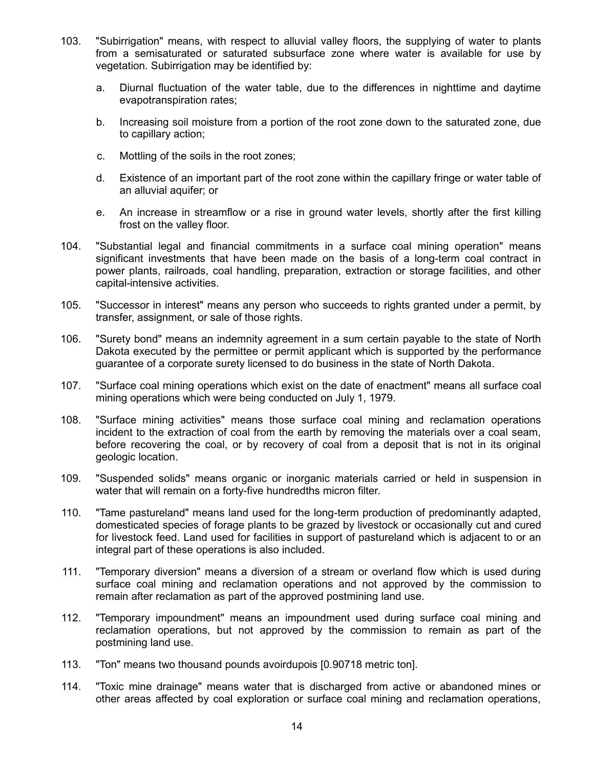103. "Subirrigation" means, with respect to alluvial valley floors, the supplying of water to plants from a semisaturated or saturated subsurface zone where water is available for use by vegetation. Subirrigation may be identified by:

   a. Diurnal fluctuation of the water table, due to the differences in nighttime and daytime evapotranspiration rates;

   b. Increasing soil moisture from a portion of the root zone down to the saturated zone, due to capillary action;

   c. Mottling of the soils in the root zones;

   d. Existence of an important part of the root zone within the capillary fringe or water table of an alluvial aquifer; or

   e. An increase in streamflow or a rise in ground water levels, shortly after the first killing frost on the valley floor.

104. "Substantial legal and financial commitments in a surface coal mining operation" means significant investments that have been made on the basis of a long-term coal contract in power plants, railroads, coal handling, preparation, extraction or storage facilities, and other capital-intensive activities.

105. "Successor in interest" means any person who succeeds to rights granted under a permit, by transfer, assignment, or sale of those rights.

106. "Surety bond" means an indemnity agreement in a sum certain payable to the state of North Dakota executed by the permittee or permit applicant which is supported by the performance guarantee of a corporate surety licensed to do business in the state of North Dakota.

107. "Surface coal mining operations which exist on the date of enactment" means all surface coal mining operations which were being conducted on July 1, 1979.

108. "Surface mining activities" means those surface coal mining and reclamation operations incident to the extraction of coal from the earth by removing the materials over a coal seam, before recovering the coal, or by recovery of coal from a deposit that is not in its original geologic location.

109. "Suspended solids" means organic or inorganic materials carried or held in suspension in water that will remain on a forty-five hundredths micron filter.

110. "Tame pastureland" means land used for the long-term production of predominantly adapted, domesticated species of forage plants to be grazed by livestock or occasionally cut and cured for livestock feed. Land used for facilities in support of pastureland which is adjacent to or an integral part of these operations is also included.

111. "Temporary diversion" means a diversion of a stream or overland flow which is used during surface coal mining and reclamation operations and not approved by the commission to remain after reclamation as part of the approved postmining land use.

112. "Temporary impoundment" means an impoundment used during surface coal mining and reclamation operations, but not approved by the commission to remain as part of the postmining land use.

113. "Ton" means two thousand pounds avoirdupois [0.90718 metric ton].

114. "Toxic mine drainage" means water that is discharged from active or abandoned mines or other areas affected by coal exploration or surface coal mining and reclamation operations,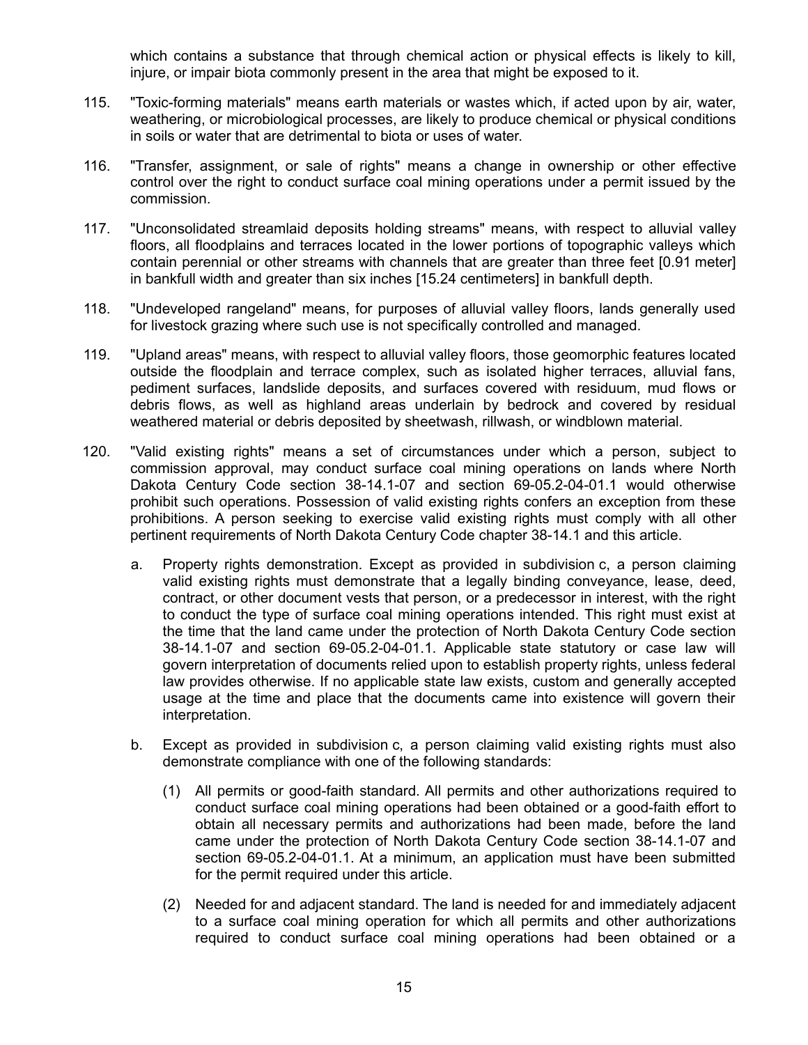which contains a substance that through chemical action or physical effects is likely to kill, injure, or impair biota commonly present in the area that might be exposed to it.

115. "Toxic-forming materials" means earth materials or wastes which, if acted upon by air, water, weathering, or microbiological processes, are likely to produce chemical or physical conditions in soils or water that are detrimental to biota or uses of water.

116. "Transfer, assignment, or sale of rights" means a change in ownership or other effective control over the right to conduct surface coal mining operations under a permit issued by the commission.

117. "Unconsolidated streamlaid deposits holding streams" means, with respect to alluvial valley floors, all floodplains and terraces located in the lower portions of topographic valleys which contain perennial or other streams with channels that are greater than three feet [0.91 meter] in bankfull width and greater than six inches [15.24 centimeters] in bankfull depth.

118. "Undeveloped rangeland" means, for purposes of alluvial valley floors, lands generally used for livestock grazing where such use is not specifically controlled and managed.

119. "Upland areas" means, with respect to alluvial valley floors, those geomorphic features located outside the floodplain and terrace complex, such as isolated higher terraces, alluvial fans, pediment surfaces, landslide deposits, and surfaces covered with residuum, mud flows or debris flows, as well as highland areas underlain by bedrock and covered by residual weathered material or debris deposited by sheetwash, rillwash, or windblown material.

120. "Valid existing rights" means a set of circumstances under which a person, subject to commission approval, may conduct surface coal mining operations on lands where North Dakota Century Code section 38-14.1-07 and section 69-05.2-04-01.1 would otherwise prohibit such operations. Possession of valid existing rights confers an exception from these prohibitions. A person seeking to exercise valid existing rights must comply with all other pertinent requirements of North Dakota Century Code chapter 38-14.1 and this article.

    a. Property rights demonstration. Except as provided in subdivision c, a person claiming valid existing rights must demonstrate that a legally binding conveyance, lease, deed, contract, or other document vests that person, or a predecessor in interest, with the right to conduct the type of surface coal mining operations intended. This right must exist at the time that the land came under the protection of North Dakota Century Code section 38-14.1-07 and section 69-05.2-04-01.1. Applicable state statutory or case law will govern interpretation of documents relied upon to establish property rights, unless federal law provides otherwise. If no applicable state law exists, custom and generally accepted usage at the time and place that the documents came into existence will govern their interpretation.

    b. Except as provided in subdivision c, a person claiming valid existing rights must also demonstrate compliance with one of the following standards:

        (1) All permits or good-faith standard. All permits and other authorizations required to conduct surface coal mining operations had been obtained or a good-faith effort to obtain all necessary permits and authorizations had been made, before the land came under the protection of North Dakota Century Code section 38-14.1-07 and section 69-05.2-04-01.1. At a minimum, an application must have been submitted for the permit required under this article.

        (2) Needed for and adjacent standard. The land is needed for and immediately adjacent to a surface coal mining operation for which all permits and other authorizations required to conduct surface coal mining operations had been obtained or a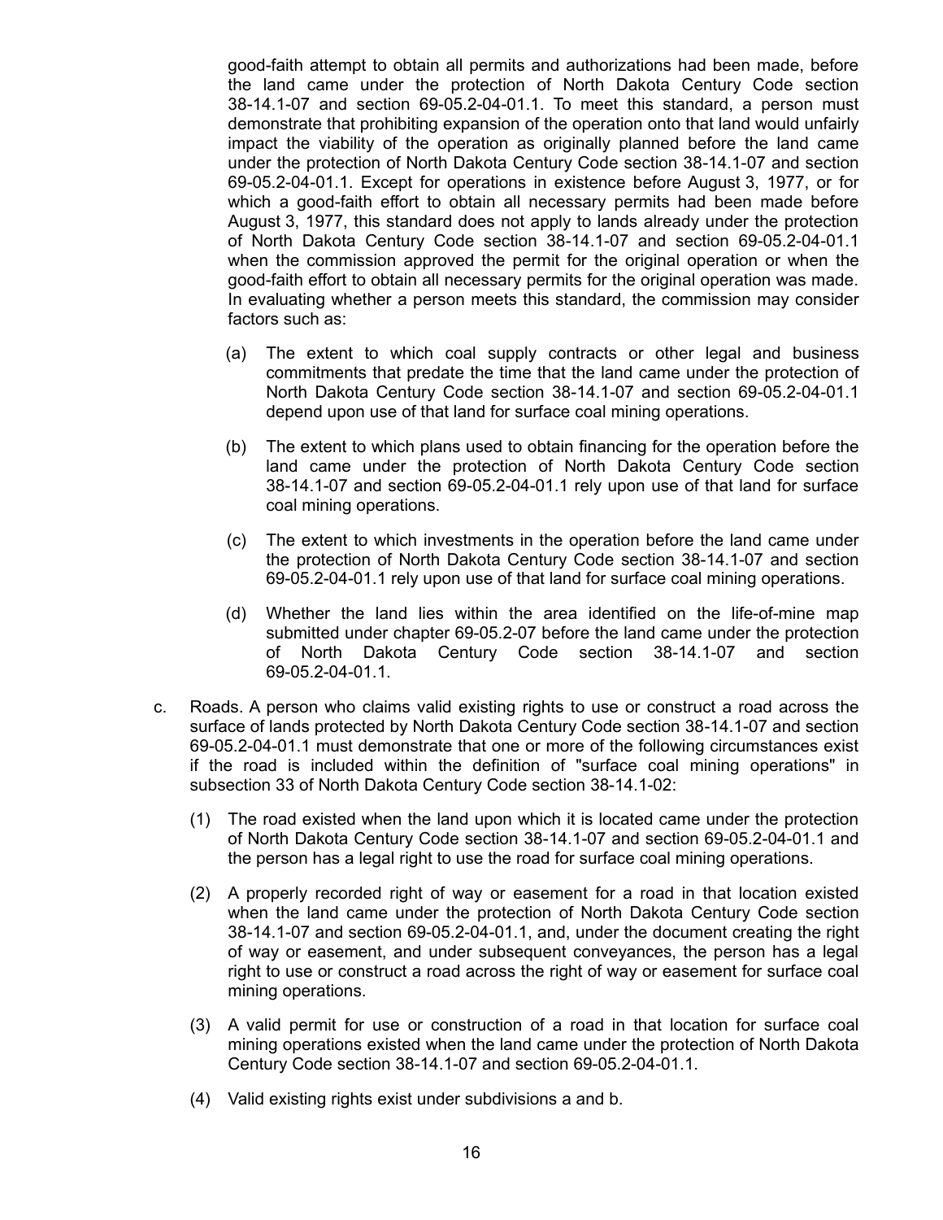good-faith attempt to obtain all permits and authorizations had been made, before the land came under the protection of North Dakota Century Code section 38-14.1-07 and section 69-05.2-04-01.1. To meet this standard, a person must demonstrate that prohibiting expansion of the operation onto that land would unfairly impact the viability of the operation as originally planned before the land came under the protection of North Dakota Century Code section 38-14.1-07 and section 69-05.2-04-01.1. Except for operations in existence before August 3, 1977, or for which a good-faith effort to obtain all necessary permits had been made before August 3, 1977, this standard does not apply to lands already under the protection of North Dakota Century Code section 38-14.1-07 and section 69-05.2-04-01.1 when the commission approved the permit for the original operation or when the good-faith effort to obtain all necessary permits for the original operation was made. In evaluating whether a person meets this standard, the commission may consider factors such as:

(a) The extent to which coal supply contracts or other legal and business commitments that predate the time that the land came under the protection of North Dakota Century Code section 38-14.1-07 and section 69-05.2-04-01.1 depend upon use of that land for surface coal mining operations.

(b) The extent to which plans used to obtain financing for the operation before the land came under the protection of North Dakota Century Code section 38-14.1-07 and section 69-05.2-04-01.1 rely upon use of that land for surface coal mining operations.

(c) The extent to which investments in the operation before the land came under the protection of North Dakota Century Code section 38-14.1-07 and section 69-05.2-04-01.1 rely upon use of that land for surface coal mining operations.

(d) Whether the land lies within the area identified on the life-of-mine map submitted under chapter 69-05.2-07 before the land came under the protection of North Dakota Century Code section 38-14.1-07 and section 69-05.2-04-01.1.

c. Roads. A person who claims valid existing rights to use or construct a road across the surface of lands protected by North Dakota Century Code section 38-14.1-07 and section 69-05.2-04-01.1 must demonstrate that one or more of the following circumstances exist if the road is included within the definition of "surface coal mining operations" in subsection 33 of North Dakota Century Code section 38-14.1-02:

(1) The road existed when the land upon which it is located came under the protection of North Dakota Century Code section 38-14.1-07 and section 69-05.2-04-01.1 and the person has a legal right to use the road for surface coal mining operations.

(2) A properly recorded right of way or easement for a road in that location existed when the land came under the protection of North Dakota Century Code section 38-14.1-07 and section 69-05.2-04-01.1, and, under the document creating the right of way or easement, and under subsequent conveyances, the person has a legal right to use or construct a road across the right of way or easement for surface coal mining operations.

(3) A valid permit for use or construction of a road in that location for surface coal mining operations existed when the land came under the protection of North Dakota Century Code section 38-14.1-07 and section 69-05.2-04-01.1.

(4) Valid existing rights exist under subdivisions a and b.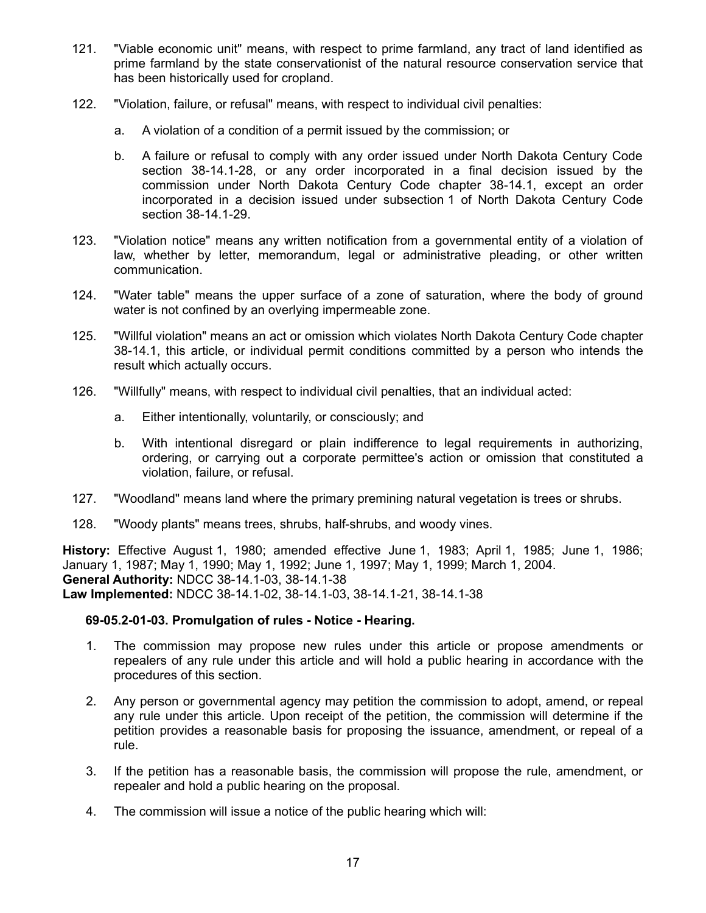121. "Viable economic unit" means, with respect to prime farmland, any tract of land identified as prime farmland by the state conservationist of the natural resource conservation service that has been historically used for cropland.

122. "Violation, failure, or refusal" means, with respect to individual civil penalties:

    a. A violation of a condition of a permit issued by the commission; or

    b. A failure or refusal to comply with any order issued under North Dakota Century Code section 38-14.1-28, or any order incorporated in a final decision issued by the commission under North Dakota Century Code chapter 38-14.1, except an order incorporated in a decision issued under subsection 1 of North Dakota Century Code section 38-14.1-29.

123. "Violation notice" means any written notification from a governmental entity of a violation of law, whether by letter, memorandum, legal or administrative pleading, or other written communication.

124. "Water table" means the upper surface of a zone of saturation, where the body of ground water is not confined by an overlying impermeable zone.

125. "Willful violation" means an act or omission which violates North Dakota Century Code chapter 38-14.1, this article, or individual permit conditions committed by a person who intends the result which actually occurs.

126. "Willfully" means, with respect to individual civil penalties, that an individual acted:

    a. Either intentionally, voluntarily, or consciously; and

    b. With intentional disregard or plain indifference to legal requirements in authorizing, ordering, or carrying out a corporate permittee's action or omission that constituted a violation, failure, or refusal.

127. "Woodland" means land where the primary premining natural vegetation is trees or shrubs.

128. "Woody plants" means trees, shrubs, half-shrubs, and woody vines.

**History:** Effective August 1, 1980; amended effective June 1, 1983; April 1, 1985; June 1, 1986; January 1, 1987; June 1, 1987; May 1, 1990; May 1, 1992; June 1, 1997; May 1, 1999; March 1, 2004.
**General Authority:** NDCC 38-14.1-03, 38-14.1-38
**Law Implemented:** NDCC 38-14.1-02, 38-14.1-03, 38-14.1-21, 38-14.1-38

**69-05.2-01-03. Promulgation of rules - Notice - Hearing.**

1. The commission may propose new rules under this article or propose amendments or repealers of any rule under this article and will hold a public hearing in accordance with the procedures of this section.

2. Any person or governmental agency may petition the commission to adopt, amend, or repeal any rule under this article. Upon receipt of the petition, the commission will determine if the petition provides a reasonable basis for proposing the issuance, amendment, or repeal of a rule.

3. If the petition has a reasonable basis, the commission will propose the rule, amendment, or repealer and hold a public hearing on the proposal.

4. The commission will issue a notice of the public hearing which will: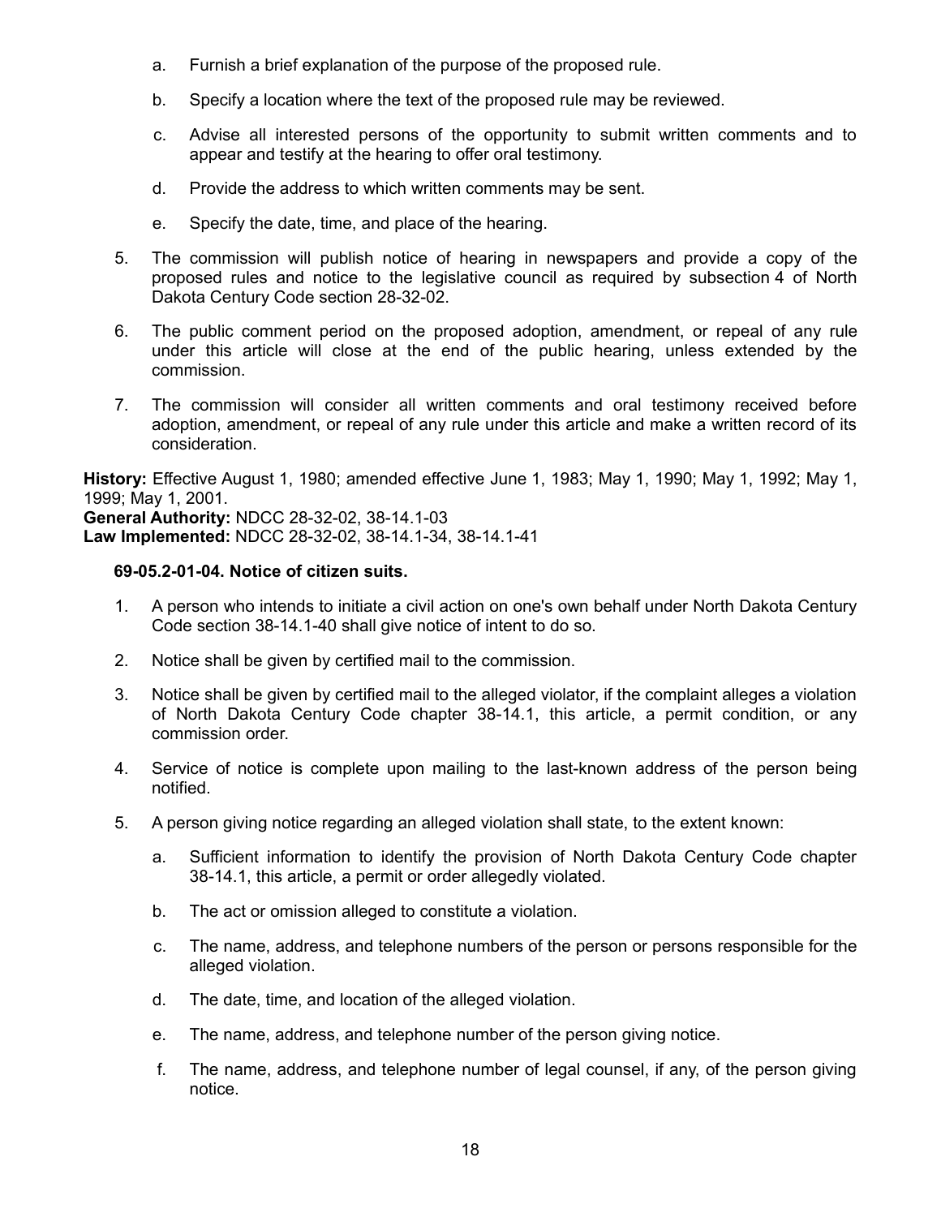a. Furnish a brief explanation of the purpose of the proposed rule.

b. Specify a location where the text of the proposed rule may be reviewed.

c. Advise all interested persons of the opportunity to submit written comments and to appear and testify at the hearing to offer oral testimony.

d. Provide the address to which written comments may be sent.

e. Specify the date, time, and place of the hearing.

5. The commission will publish notice of hearing in newspapers and provide a copy of the proposed rules and notice to the legislative council as required by subsection 4 of North Dakota Century Code section 28-32-02.

6. The public comment period on the proposed adoption, amendment, or repeal of any rule under this article will close at the end of the public hearing, unless extended by the commission.

7. The commission will consider all written comments and oral testimony received before adoption, amendment, or repeal of any rule under this article and make a written record of its consideration.

**History:** Effective August 1, 1980; amended effective June 1, 1983; May 1, 1990; May 1, 1992; May 1, 1999; May 1, 2001.
**General Authority:** NDCC 28-32-02, 38-14.1-03
**Law Implemented:** NDCC 28-32-02, 38-14.1-34, 38-14.1-41

**69-05.2-01-04. Notice of citizen suits.**

1. A person who intends to initiate a civil action on one's own behalf under North Dakota Century Code section 38-14.1-40 shall give notice of intent to do so.

2. Notice shall be given by certified mail to the commission.

3. Notice shall be given by certified mail to the alleged violator, if the complaint alleges a violation of North Dakota Century Code chapter 38-14.1, this article, a permit condition, or any commission order.

4. Service of notice is complete upon mailing to the last-known address of the person being notified.

5. A person giving notice regarding an alleged violation shall state, to the extent known:

   a. Sufficient information to identify the provision of North Dakota Century Code chapter 38-14.1, this article, a permit or order allegedly violated.

   b. The act or omission alleged to constitute a violation.

   c. The name, address, and telephone numbers of the person or persons responsible for the alleged violation.

   d. The date, time, and location of the alleged violation.

   e. The name, address, and telephone number of the person giving notice.

   f. The name, address, and telephone number of legal counsel, if any, of the person giving notice.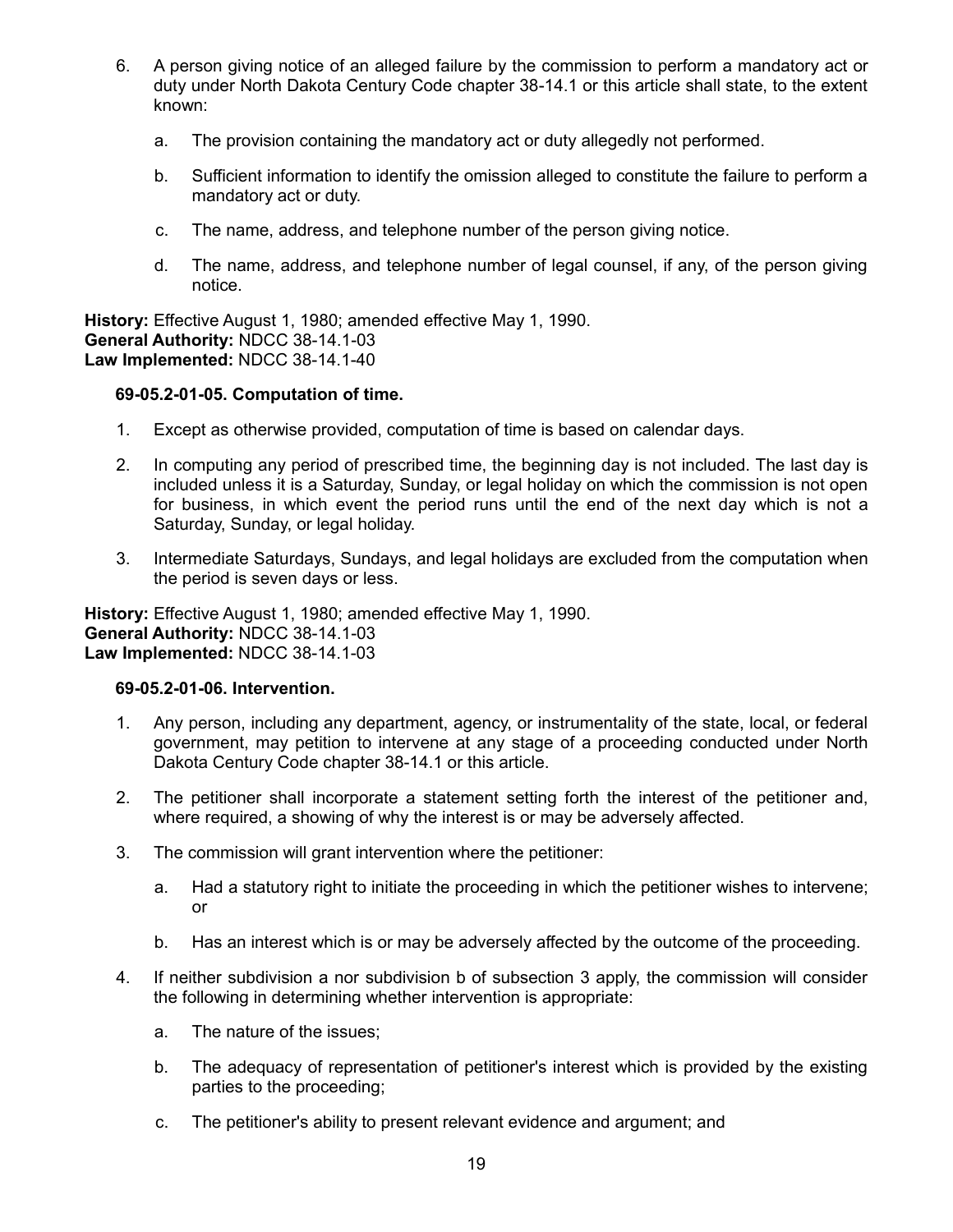6. A person giving notice of an alleged failure by the commission to perform a mandatory act or duty under North Dakota Century Code chapter 38-14.1 or this article shall state, to the extent known:

   a. The provision containing the mandatory act or duty allegedly not performed.

   b. Sufficient information to identify the omission alleged to constitute the failure to perform a mandatory act or duty.

   c. The name, address, and telephone number of the person giving notice.

   d. The name, address, and telephone number of legal counsel, if any, of the person giving notice.

**History:** Effective August 1, 1980; amended effective May 1, 1990.
**General Authority:** NDCC 38-14.1-03
**Law Implemented:** NDCC 38-14.1-40

**69-05.2-01-05. Computation of time.**

1. Except as otherwise provided, computation of time is based on calendar days.

2. In computing any period of prescribed time, the beginning day is not included. The last day is included unless it is a Saturday, Sunday, or legal holiday on which the commission is not open for business, in which event the period runs until the end of the next day which is not a Saturday, Sunday, or legal holiday.

3. Intermediate Saturdays, Sundays, and legal holidays are excluded from the computation when the period is seven days or less.

**History:** Effective August 1, 1980; amended effective May 1, 1990.
**General Authority:** NDCC 38-14.1-03
**Law Implemented:** NDCC 38-14.1-03

**69-05.2-01-06. Intervention.**

1. Any person, including any department, agency, or instrumentality of the state, local, or federal government, may petition to intervene at any stage of a proceeding conducted under North Dakota Century Code chapter 38-14.1 or this article.

2. The petitioner shall incorporate a statement setting forth the interest of the petitioner and, where required, a showing of why the interest is or may be adversely affected.

3. The commission will grant intervention where the petitioner:

   a. Had a statutory right to initiate the proceeding in which the petitioner wishes to intervene; or

   b. Has an interest which is or may be adversely affected by the outcome of the proceeding.

4. If neither subdivision a nor subdivision b of subsection 3 apply, the commission will consider the following in determining whether intervention is appropriate:

   a. The nature of the issues;

   b. The adequacy of representation of petitioner's interest which is provided by the existing parties to the proceeding;

   c. The petitioner's ability to present relevant evidence and argument; and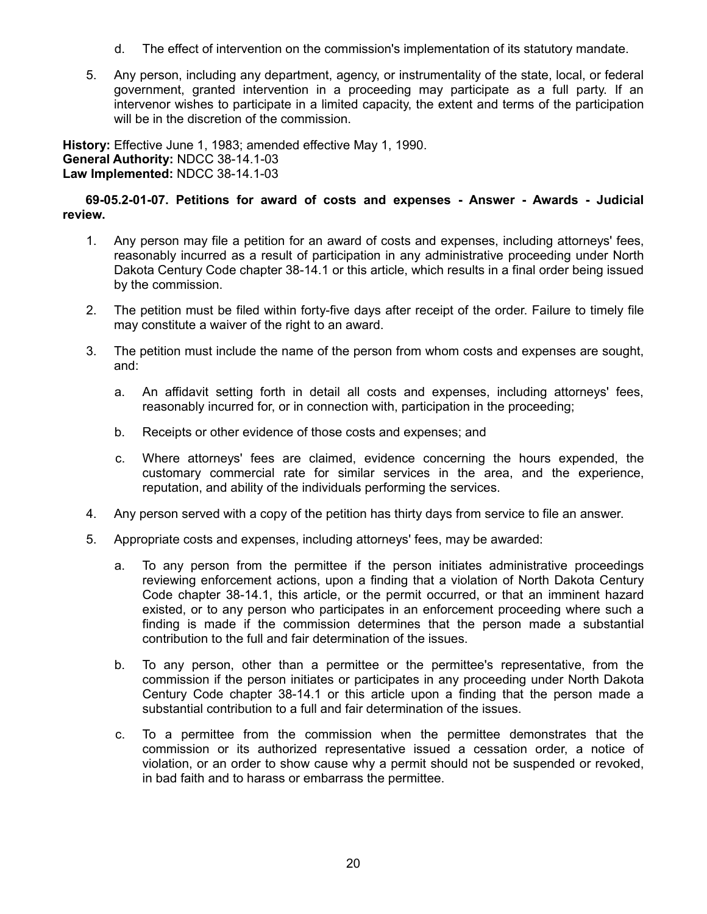d. The effect of intervention on the commission's implementation of its statutory mandate.

5. Any person, including any department, agency, or instrumentality of the state, local, or federal government, granted intervention in a proceeding may participate as a full party. If an intervenor wishes to participate in a limited capacity, the extent and terms of the participation will be in the discretion of the commission.

**History:** Effective June 1, 1983; amended effective May 1, 1990.
**General Authority:** NDCC 38-14.1-03
**Law Implemented:** NDCC 38-14.1-03

**69-05.2-01-07. Petitions for award of costs and expenses - Answer - Awards - Judicial review.**

1. Any person may file a petition for an award of costs and expenses, including attorneys' fees, reasonably incurred as a result of participation in any administrative proceeding under North Dakota Century Code chapter 38-14.1 or this article, which results in a final order being issued by the commission.

2. The petition must be filed within forty-five days after receipt of the order. Failure to timely file may constitute a waiver of the right to an award.

3. The petition must include the name of the person from whom costs and expenses are sought, and:

   a. An affidavit setting forth in detail all costs and expenses, including attorneys' fees, reasonably incurred for, or in connection with, participation in the proceeding;

   b. Receipts or other evidence of those costs and expenses; and

   c. Where attorneys' fees are claimed, evidence concerning the hours expended, the customary commercial rate for similar services in the area, and the experience, reputation, and ability of the individuals performing the services.

4. Any person served with a copy of the petition has thirty days from service to file an answer.

5. Appropriate costs and expenses, including attorneys' fees, may be awarded:

   a. To any person from the permittee if the person initiates administrative proceedings reviewing enforcement actions, upon a finding that a violation of North Dakota Century Code chapter 38-14.1, this article, or the permit occurred, or that an imminent hazard existed, or to any person who participates in an enforcement proceeding where such a finding is made if the commission determines that the person made a substantial contribution to the full and fair determination of the issues.

   b. To any person, other than a permittee or the permittee's representative, from the commission if the person initiates or participates in any proceeding under North Dakota Century Code chapter 38-14.1 or this article upon a finding that the person made a substantial contribution to a full and fair determination of the issues.

   c. To a permittee from the commission when the permittee demonstrates that the commission or its authorized representative issued a cessation order, a notice of violation, or an order to show cause why a permit should not be suspended or revoked, in bad faith and to harass or embarrass the permittee.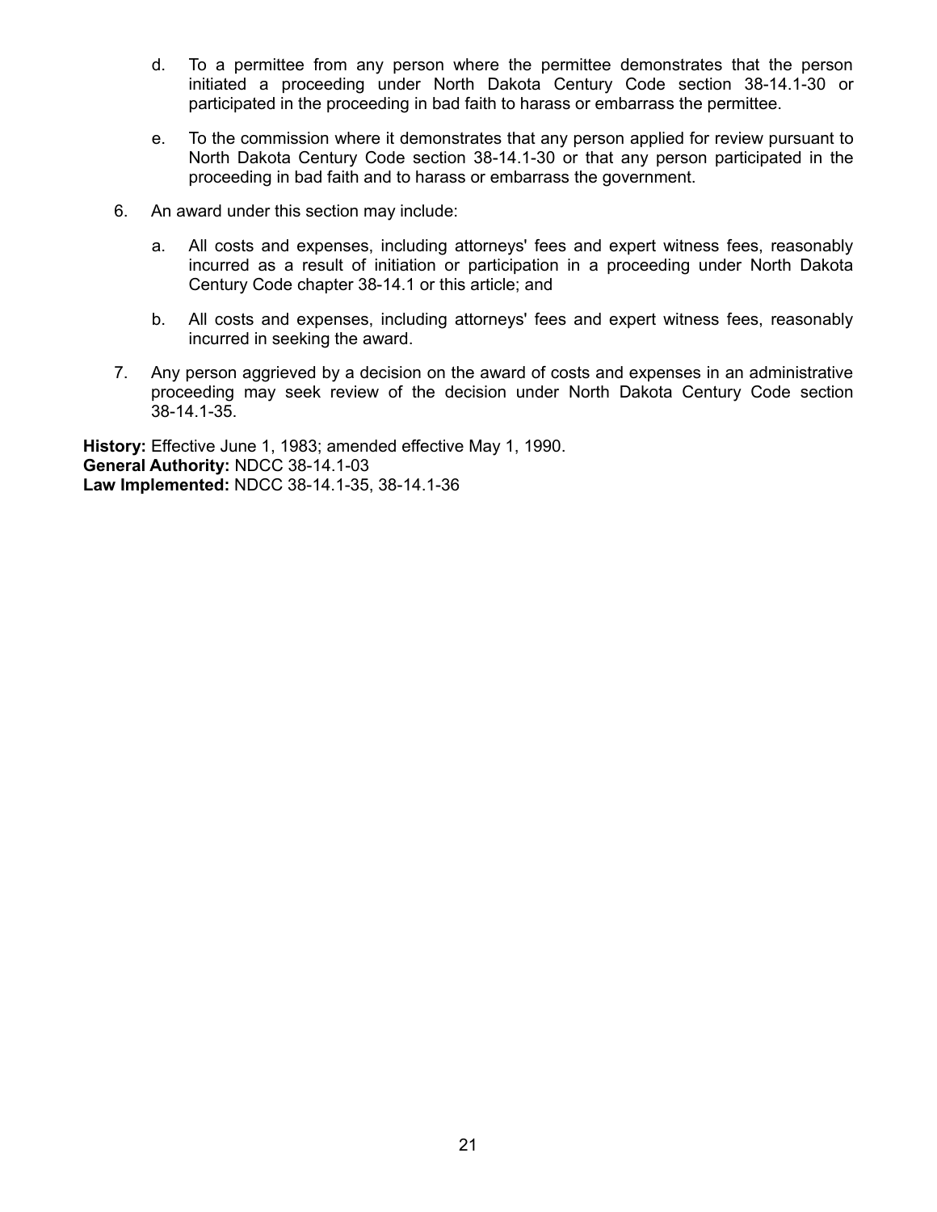d. To a permittee from any person where the permittee demonstrates that the person initiated a proceeding under North Dakota Century Code section 38-14.1-30 or participated in the proceeding in bad faith to harass or embarrass the permittee.

e. To the commission where it demonstrates that any person applied for review pursuant to North Dakota Century Code section 38-14.1-30 or that any person participated in the proceeding in bad faith and to harass or embarrass the government.

6. An award under this section may include:

   a. All costs and expenses, including attorneys' fees and expert witness fees, reasonably incurred as a result of initiation or participation in a proceeding under North Dakota Century Code chapter 38-14.1 or this article; and

   b. All costs and expenses, including attorneys' fees and expert witness fees, reasonably incurred in seeking the award.

7. Any person aggrieved by a decision on the award of costs and expenses in an administrative proceeding may seek review of the decision under North Dakota Century Code section 38-14.1-35.

**History:** Effective June 1, 1983; amended effective May 1, 1990.
**General Authority:** NDCC 38-14.1-03
**Law Implemented:** NDCC 38-14.1-35, 38-14.1-36